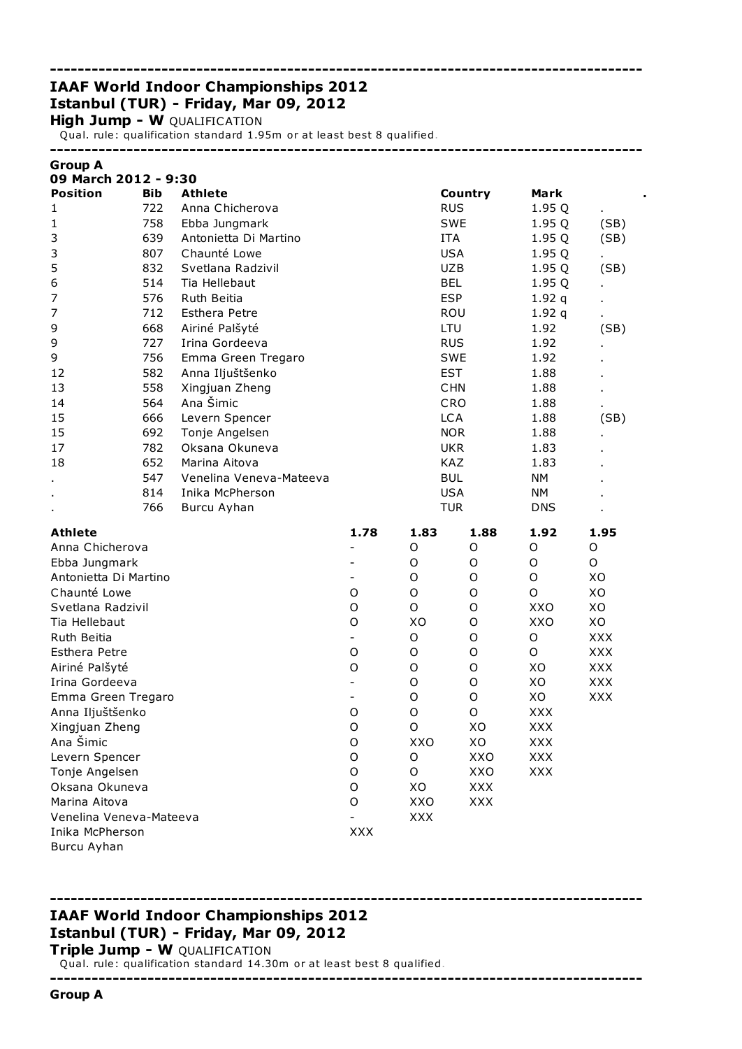---

## IAAF World Indoor Championships 2012
## Istanbul (TUR) - Friday, Mar 09, 2012
**High Jump - W** QUALIFICATION

Qual. rule: qualification standard 1.95m or at least best 8 qualified.

---

**Group A**
**09 March 2012 - 9:30**

| Position | Bib | Athlete | Country | Mark | . |
|---|---|---|---|---|---|
| 1 | 722 | Anna Chicherova | RUS | 1.95 Q | . |
| 1 | 758 | Ebba Jungmark | SWE | 1.95 Q | (SB) |
| 3 | 639 | Antonietta Di Martino | ITA | 1.95 Q | (SB) |
| 3 | 807 | Chaunté Lowe | USA | 1.95 Q | . |
| 5 | 832 | Svetlana Radzivil | UZB | 1.95 Q | (SB) |
| 6 | 514 | Tia Hellebaut | BEL | 1.95 Q | . |
| 7 | 576 | Ruth Beitia | ESP | 1.92 q | . |
| 7 | 712 | Esthera Petre | ROU | 1.92 q | . |
| 9 | 668 | Airiné Palšyté | LTU | 1.92 | (SB) |
| 9 | 727 | Irina Gordeeva | RUS | 1.92 | . |
| 9 | 756 | Emma Green Tregaro | SWE | 1.92 | . |
| 12 | 582 | Anna Iljuštšenko | EST | 1.88 | . |
| 13 | 558 | Xingjuan Zheng | CHN | 1.88 | . |
| 14 | 564 | Ana Šimic | CRO | 1.88 | . |
| 15 | 666 | Levern Spencer | LCA | 1.88 | (SB) |
| 15 | 692 | Tonje Angelsen | NOR | 1.88 | . |
| 17 | 782 | Oksana Okuneva | UKR | 1.83 | . |
| 18 | 652 | Marina Aitova | KAZ | 1.83 | . |
| . | 547 | Venelina Veneva-Mateeva | BUL | NM | . |
| . | 814 | Inika McPherson | USA | NM | . |
| . | 766 | Burcu Ayhan | TUR | DNS | . |

| Athlete | 1.78 | 1.83 | 1.88 | 1.92 | 1.95 |
|---|---|---|---|---|---|
| Anna Chicherova | - | O | O | O | O |
| Ebba Jungmark | - | O | O | O | O |
| Antonietta Di Martino | - | O | O | O | XO |
| Chaunté Lowe | O | O | O | O | XO |
| Svetlana Radzivil | O | O | O | XXO | XO |
| Tia Hellebaut | O | XO | O | XXO | XO |
| Ruth Beitia | - | O | O | O | XXX |
| Esthera Petre | O | O | O | O | XXX |
| Airiné Palšyté | O | O | O | XO | XXX |
| Irina Gordeeva | - | O | O | XO | XXX |
| Emma Green Tregaro | - | O | O | XO | XXX |
| Anna Iljuštšenko | O | O | O | XXX | |
| Xingjuan Zheng | O | O | XO | XXX | |
| Ana Šimic | O | XXO | XO | XXX | |
| Levern Spencer | O | O | XXO | XXX | |
| Tonje Angelsen | O | O | XXO | XXX | |
| Oksana Okuneva | O | XO | XXX | | |
| Marina Aitova | O | XXO | XXX | | |
| Venelina Veneva-Mateeva | - | XXX | | | |
| Inika McPherson | XXX | | | | |
| Burcu Ayhan | | | | | |

---

## IAAF World Indoor Championships 2012
## Istanbul (TUR) - Friday, Mar 09, 2012
**Triple Jump - W** QUALIFICATION

Qual. rule: qualification standard 14.30m or at least best 8 qualified.

---

**Group A**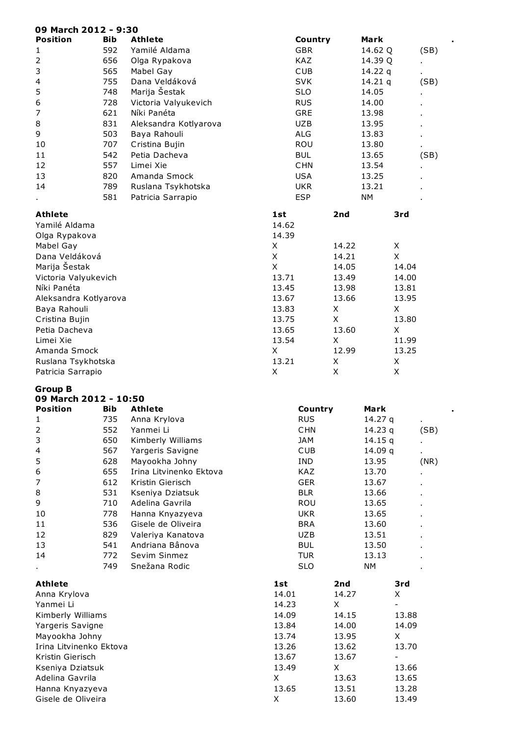**09 March 2012 - 9:30**

| Position | Bib | Athlete | Country | Mark | . |
|---|---|---|---|---|---|
| 1 | 592 | Yamilé Aldama | GBR | 14.62 Q | (SB) |
| 2 | 656 | Olga Rypakova | KAZ | 14.39 Q | . |
| 3 | 565 | Mabel Gay | CUB | 14.22 q | . |
| 4 | 755 | Dana Veldáková | SVK | 14.21 q | (SB) |
| 5 | 748 | Marija Šestak | SLO | 14.05 | . |
| 6 | 728 | Victoria Valyukevich | RUS | 14.00 | . |
| 7 | 621 | Níki Panéta | GRE | 13.98 | . |
| 8 | 831 | Aleksandra Kotlyarova | UZB | 13.95 | . |
| 9 | 503 | Baya Rahouli | ALG | 13.83 | . |
| 10 | 707 | Cristina Bujin | ROU | 13.80 | . |
| 11 | 542 | Petia Dacheva | BUL | 13.65 | (SB) |
| 12 | 557 | Limei Xie | CHN | 13.54 | . |
| 13 | 820 | Amanda Smock | USA | 13.25 | . |
| 14 | 789 | Ruslana Tsykhotska | UKR | 13.21 | . |
| . | 581 | Patricia Sarrapio | ESP | NM | . |

| Athlete | 1st | 2nd | 3rd |
|---|---|---|---|
| Yamilé Aldama | 14.62 | | |
| Olga Rypakova | 14.39 | | |
| Mabel Gay | X | 14.22 | X |
| Dana Veldáková | X | 14.21 | X |
| Marija Šestak | X | 14.05 | 14.04 |
| Victoria Valyukevich | 13.71 | 13.49 | 14.00 |
| Níki Panéta | 13.45 | 13.98 | 13.81 |
| Aleksandra Kotlyarova | 13.67 | 13.66 | 13.95 |
| Baya Rahouli | 13.83 | X | X |
| Cristina Bujin | 13.75 | X | 13.80 |
| Petia Dacheva | 13.65 | 13.60 | X |
| Limei Xie | 13.54 | X | 11.99 |
| Amanda Smock | X | 12.99 | 13.25 |
| Ruslana Tsykhotska | 13.21 | X | X |
| Patricia Sarrapio | X | X | X |

**Group B**

**09 March 2012 - 10:50**

| Position | Bib | Athlete | Country | Mark | . |
|---|---|---|---|---|---|
| 1 | 735 | Anna Krylova | RUS | 14.27 q | . |
| 2 | 552 | Yanmei Li | CHN | 14.23 q | (SB) |
| 3 | 650 | Kimberly Williams | JAM | 14.15 q | . |
| 4 | 567 | Yargeris Savigne | CUB | 14.09 q | . |
| 5 | 628 | Mayookha Johny | IND | 13.95 | (NR) |
| 6 | 655 | Irina Litvinenko Ektova | KAZ | 13.70 | . |
| 7 | 612 | Kristin Gierisch | GER | 13.67 | . |
| 8 | 531 | Kseniya Dziatsuk | BLR | 13.66 | . |
| 9 | 710 | Adelina Gavrila | ROU | 13.65 | . |
| 10 | 778 | Hanna Knyazyeva | UKR | 13.65 | . |
| 11 | 536 | Gisele de Oliveira | BRA | 13.60 | . |
| 12 | 829 | Valeriya Kanatova | UZB | 13.51 | . |
| 13 | 541 | Andriana Bânova | BUL | 13.50 | . |
| 14 | 772 | Sevim Sinmez | TUR | 13.13 | . |
| . | 749 | Snežana Rodic | SLO | NM | . |

| Athlete | 1st | 2nd | 3rd |
|---|---|---|---|
| Anna Krylova | 14.01 | 14.27 | X |
| Yanmei Li | 14.23 | X | - |
| Kimberly Williams | 14.09 | 14.15 | 13.88 |
| Yargeris Savigne | 13.84 | 14.00 | 14.09 |
| Mayookha Johny | 13.74 | 13.95 | X |
| Irina Litvinenko Ektova | 13.26 | 13.62 | 13.70 |
| Kristin Gierisch | 13.67 | 13.67 | - |
| Kseniya Dziatsuk | 13.49 | X | 13.66 |
| Adelina Gavrila | X | 13.63 | 13.65 |
| Hanna Knyazyeva | 13.65 | 13.51 | 13.28 |
| Gisele de Oliveira | X | 13.60 | 13.49 |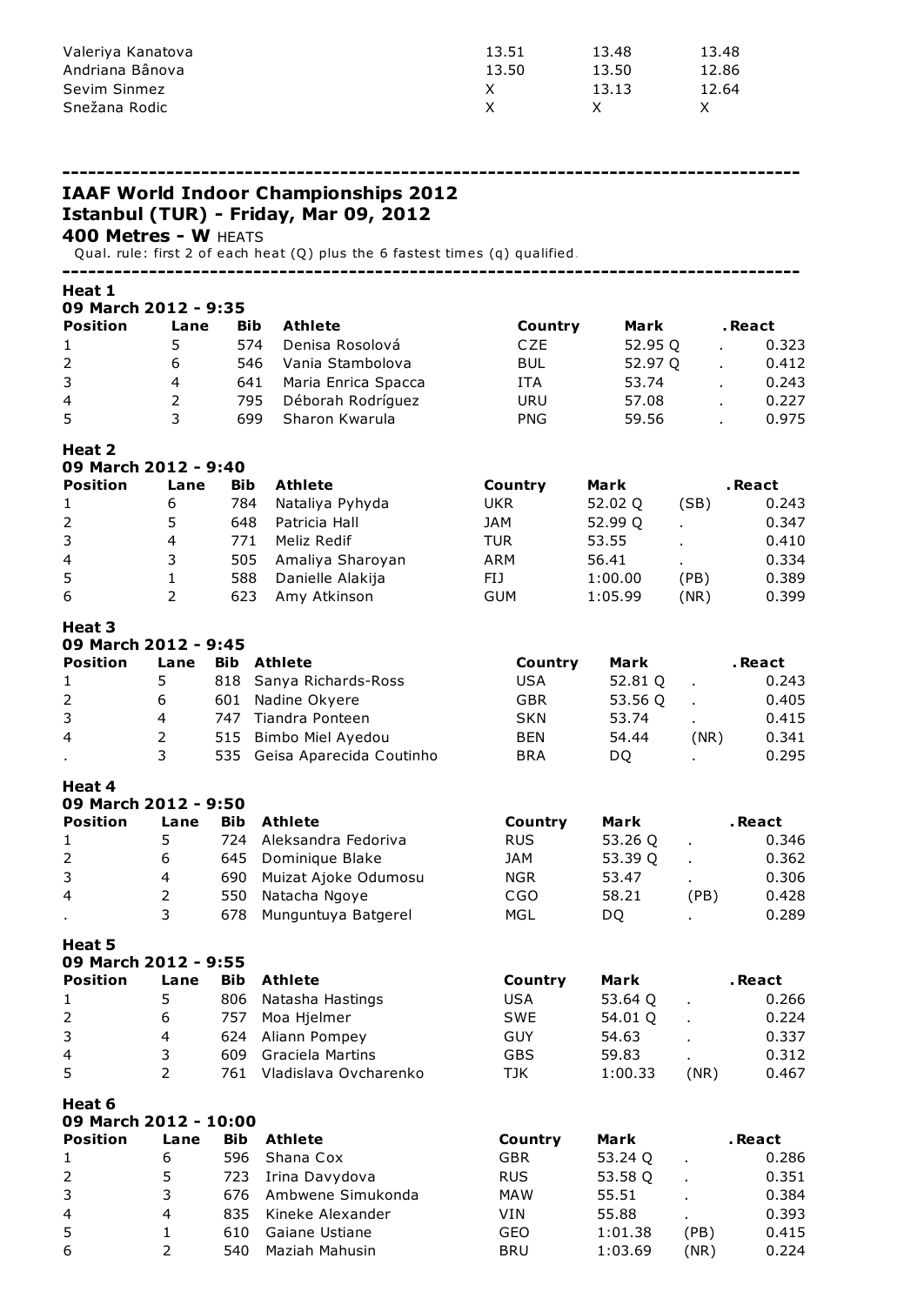| | | | |
|---|---|---|---|
| Valeriya Kanatova | 13.51 | 13.48 | 13.48 |
| Andriana Bânova | 13.50 | 13.50 | 12.86 |
| Sevim Sinmez | X | 13.13 | 12.64 |
| Snežana Rodic | X | X | X |

---

## IAAF World Indoor Championships 2012
## Istanbul (TUR) - Friday, Mar 09, 2012

### 400 Metres - W HEATS

Qual. rule: first 2 of each heat (Q) plus the 6 fastest times (q) qualified.

---

**Heat 1**
**09 March 2012 - 9:35**

| Position | Lane | Bib | Athlete | Country | Mark | | .React |
|---|---|---|---|---|---|---|---|
| 1 | 5 | 574 | Denisa Rosolová | CZE | 52.95 Q | . | 0.323 |
| 2 | 6 | 546 | Vania Stambolova | BUL | 52.97 Q | . | 0.412 |
| 3 | 4 | 641 | Maria Enrica Spacca | ITA | 53.74 | . | 0.243 |
| 4 | 2 | 795 | Déborah Rodríguez | URU | 57.08 | . | 0.227 |
| 5 | 3 | 699 | Sharon Kwarula | PNG | 59.56 | . | 0.975 |

**Heat 2**
**09 March 2012 - 9:40**

| Position | Lane | Bib | Athlete | Country | Mark | | .React |
|---|---|---|---|---|---|---|---|
| 1 | 6 | 784 | Nataliya Pyhyda | UKR | 52.02 Q | (SB) | 0.243 |
| 2 | 5 | 648 | Patricia Hall | JAM | 52.99 Q | . | 0.347 |
| 3 | 4 | 771 | Meliz Redif | TUR | 53.55 | . | 0.410 |
| 4 | 3 | 505 | Amaliya Sharoyan | ARM | 56.41 | . | 0.334 |
| 5 | 1 | 588 | Danielle Alakija | FIJ | 1:00.00 | (PB) | 0.389 |
| 6 | 2 | 623 | Amy Atkinson | GUM | 1:05.99 | (NR) | 0.399 |

**Heat 3**
**09 March 2012 - 9:45**

| Position | Lane | Bib | Athlete | Country | Mark | | .React |
|---|---|---|---|---|---|---|---|
| 1 | 5 | 818 | Sanya Richards-Ross | USA | 52.81 Q | . | 0.243 |
| 2 | 6 | 601 | Nadine Okyere | GBR | 53.56 Q | . | 0.405 |
| 3 | 4 | 747 | Tiandra Ponteen | SKN | 53.74 | . | 0.415 |
| 4 | 2 | 515 | Bimbo Miel Ayedou | BEN | 54.44 | (NR) | 0.341 |
| . | 3 | 535 | Geisa Aparecida Coutinho | BRA | DQ | . | 0.295 |

**Heat 4**
**09 March 2012 - 9:50**

| Position | Lane | Bib | Athlete | Country | Mark | | .React |
|---|---|---|---|---|---|---|---|
| 1 | 5 | 724 | Aleksandra Fedoriva | RUS | 53.26 Q | . | 0.346 |
| 2 | 6 | 645 | Dominique Blake | JAM | 53.39 Q | . | 0.362 |
| 3 | 4 | 690 | Muizat Ajoke Odumosu | NGR | 53.47 | . | 0.306 |
| 4 | 2 | 550 | Natacha Ngoye | CGO | 58.21 | (PB) | 0.428 |
| . | 3 | 678 | Munguntuya Batgerel | MGL | DQ | . | 0.289 |

**Heat 5**
**09 March 2012 - 9:55**

| Position | Lane | Bib | Athlete | Country | Mark | | .React |
|---|---|---|---|---|---|---|---|
| 1 | 5 | 806 | Natasha Hastings | USA | 53.64 Q | . | 0.266 |
| 2 | 6 | 757 | Moa Hjelmer | SWE | 54.01 Q | . | 0.224 |
| 3 | 4 | 624 | Aliann Pompey | GUY | 54.63 | . | 0.337 |
| 4 | 3 | 609 | Graciela Martins | GBS | 59.83 | . | 0.312 |
| 5 | 2 | 761 | Vladislava Ovcharenko | TJK | 1:00.33 | (NR) | 0.467 |

**Heat 6**
**09 March 2012 - 10:00**

| Position | Lane | Bib | Athlete | Country | Mark | | .React |
|---|---|---|---|---|---|---|---|
| 1 | 6 | 596 | Shana Cox | GBR | 53.24 Q | . | 0.286 |
| 2 | 5 | 723 | Irina Davydova | RUS | 53.58 Q | . | 0.351 |
| 3 | 3 | 676 | Ambwene Simukonda | MAW | 55.51 | . | 0.384 |
| 4 | 4 | 835 | Kineke Alexander | VIN | 55.88 | . | 0.393 |
| 5 | 1 | 610 | Gaiane Ustiane | GEO | 1:01.38 | (PB) | 0.415 |
| 6 | 2 | 540 | Maziah Mahusin | BRU | 1:03.69 | (NR) | 0.224 |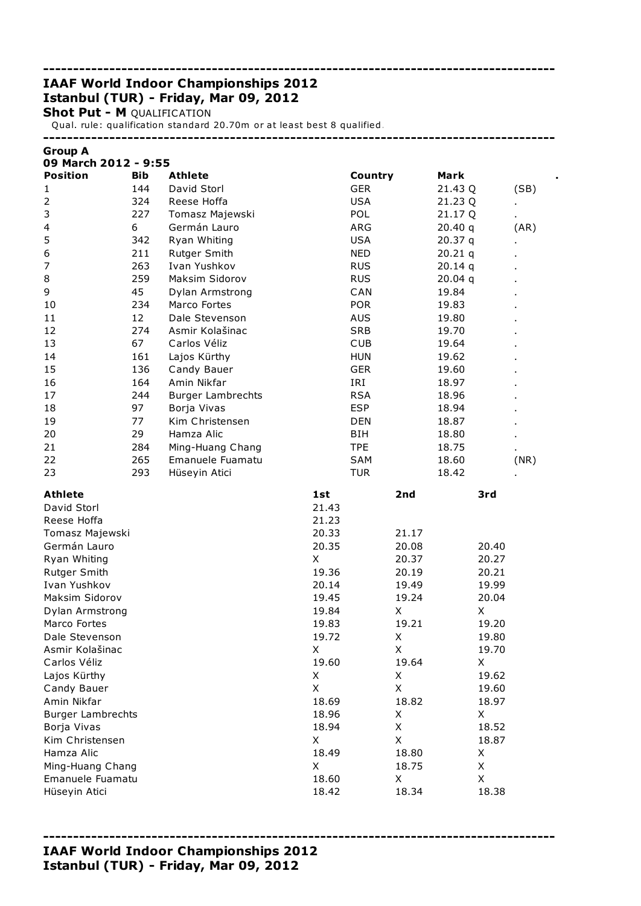## IAAF World Indoor Championships 2012
## Istanbul (TUR) - Friday, Mar 09, 2012

**Shot Put - M** QUALIFICATION

Qual. rule: qualification standard 20.70m or at least best 8 qualified.

### Group A
**09 March 2012 - 9:55**

| Position | Bib | Athlete | Country | Mark | . |
|---|---|---|---|---|---|
| 1 | 144 | David Storl | GER | 21.43 Q | (SB) |
| 2 | 324 | Reese Hoffa | USA | 21.23 Q | . |
| 3 | 227 | Tomasz Majewski | POL | 21.17 Q | . |
| 4 | 6 | Germán Lauro | ARG | 20.40 q | (AR) |
| 5 | 342 | Ryan Whiting | USA | 20.37 q | . |
| 6 | 211 | Rutger Smith | NED | 20.21 q | . |
| 7 | 263 | Ivan Yushkov | RUS | 20.14 q | . |
| 8 | 259 | Maksim Sidorov | RUS | 20.04 q | . |
| 9 | 45 | Dylan Armstrong | CAN | 19.84 | . |
| 10 | 234 | Marco Fortes | POR | 19.83 | . |
| 11 | 12 | Dale Stevenson | AUS | 19.80 | . |
| 12 | 274 | Asmir Kolašinac | SRB | 19.70 | . |
| 13 | 67 | Carlos Véliz | CUB | 19.64 | . |
| 14 | 161 | Lajos Kürthy | HUN | 19.62 | . |
| 15 | 136 | Candy Bauer | GER | 19.60 | . |
| 16 | 164 | Amin Nikfar | IRI | 18.97 | . |
| 17 | 244 | Burger Lambrechts | RSA | 18.96 | . |
| 18 | 97 | Borja Vivas | ESP | 18.94 | . |
| 19 | 77 | Kim Christensen | DEN | 18.87 | . |
| 20 | 29 | Hamza Alic | BIH | 18.80 | . |
| 21 | 284 | Ming-Huang Chang | TPE | 18.75 | . |
| 22 | 265 | Emanuele Fuamatu | SAM | 18.60 | (NR) |
| 23 | 293 | Hüseyin Atici | TUR | 18.42 | . |

| Athlete | 1st | 2nd | 3rd |
|---|---|---|---|
| David Storl | 21.43 | | |
| Reese Hoffa | 21.23 | | |
| Tomasz Majewski | 20.33 | 21.17 | |
| Germán Lauro | 20.35 | 20.08 | 20.40 |
| Ryan Whiting | X | 20.37 | 20.27 |
| Rutger Smith | 19.36 | 20.19 | 20.21 |
| Ivan Yushkov | 20.14 | 19.49 | 19.99 |
| Maksim Sidorov | 19.45 | 19.24 | 20.04 |
| Dylan Armstrong | 19.84 | X | X |
| Marco Fortes | 19.83 | 19.21 | 19.20 |
| Dale Stevenson | 19.72 | X | 19.80 |
| Asmir Kolašinac | X | X | 19.70 |
| Carlos Véliz | 19.60 | 19.64 | X |
| Lajos Kürthy | X | X | 19.62 |
| Candy Bauer | X | X | 19.60 |
| Amin Nikfar | 18.69 | 18.82 | 18.97 |
| Burger Lambrechts | 18.96 | X | X |
| Borja Vivas | 18.94 | X | 18.52 |
| Kim Christensen | X | X | 18.87 |
| Hamza Alic | 18.49 | 18.80 | X |
| Ming-Huang Chang | X | 18.75 | X |
| Emanuele Fuamatu | 18.60 | X | X |
| Hüseyin Atici | 18.42 | 18.34 | 18.38 |

## IAAF World Indoor Championships 2012
## Istanbul (TUR) - Friday, Mar 09, 2012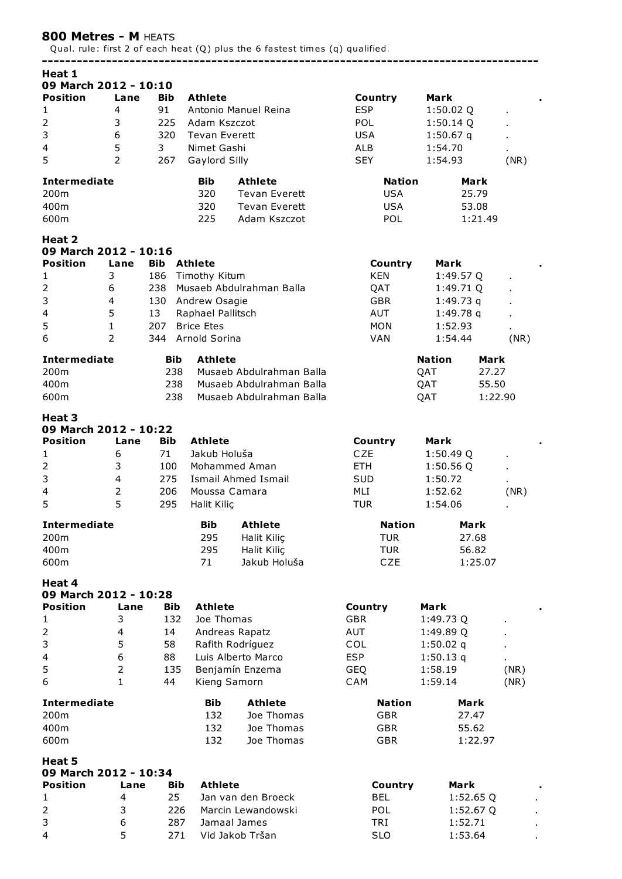## 800 Metres - M HEATS

Qual. rule: first 2 of each heat (Q) plus the 6 fastest times (q) qualified.

### Heat 1

09 March 2012 - 10:10

| Position | Lane | Bib | Athlete | Country | Mark | . |
|---|---|---|---|---|---|---|
| 1 | 4 | 91 | Antonio Manuel Reina | ESP | 1:50.02 Q | . |
| 2 | 3 | 225 | Adam Kszczot | POL | 1:50.14 Q | . |
| 3 | 6 | 320 | Tevan Everett | USA | 1:50.67 q | . |
| 4 | 5 | 3 | Nimet Gashi | ALB | 1:54.70 | . |
| 5 | 2 | 267 | Gaylord Silly | SEY | 1:54.93 | (NR) |

| Intermediate | Bib | Athlete | Nation | Mark |
|---|---|---|---|---|
| 200m | 320 | Tevan Everett | USA | 25.79 |
| 400m | 320 | Tevan Everett | USA | 53.08 |
| 600m | 225 | Adam Kszczot | POL | 1:21.49 |

### Heat 2

09 March 2012 - 10:16

| Position | Lane | Bib | Athlete | Country | Mark | . |
|---|---|---|---|---|---|---|
| 1 | 3 | 186 | Timothy Kitum | KEN | 1:49.57 Q | . |
| 2 | 6 | 238 | Musaeb Abdulrahman Balla | QAT | 1:49.71 Q | . |
| 3 | 4 | 130 | Andrew Osagie | GBR | 1:49.73 q | . |
| 4 | 5 | 13 | Raphael Pallitsch | AUT | 1:49.78 q | . |
| 5 | 1 | 207 | Brice Etes | MON | 1:52.93 | . |
| 6 | 2 | 344 | Arnold Sorina | VAN | 1:54.44 | (NR) |

| Intermediate | Bib | Athlete | Nation | Mark |
|---|---|---|---|---|
| 200m | 238 | Musaeb Abdulrahman Balla | QAT | 27.27 |
| 400m | 238 | Musaeb Abdulrahman Balla | QAT | 55.50 |
| 600m | 238 | Musaeb Abdulrahman Balla | QAT | 1:22.90 |

### Heat 3

09 March 2012 - 10:22

| Position | Lane | Bib | Athlete | Country | Mark | . |
|---|---|---|---|---|---|---|
| 1 | 6 | 71 | Jakub Holuša | CZE | 1:50.49 Q | . |
| 2 | 3 | 100 | Mohammed Aman | ETH | 1:50.56 Q | . |
| 3 | 4 | 275 | Ismail Ahmed Ismail | SUD | 1:50.72 | . |
| 4 | 2 | 206 | Moussa Camara | MLI | 1:52.62 | (NR) |
| 5 | 5 | 295 | Halit Kiliç | TUR | 1:54.06 | . |

| Intermediate | Bib | Athlete | Nation | Mark |
|---|---|---|---|---|
| 200m | 295 | Halit Kiliç | TUR | 27.68 |
| 400m | 295 | Halit Kiliç | TUR | 56.82 |
| 600m | 71 | Jakub Holuša | CZE | 1:25.07 |

### Heat 4

09 March 2012 - 10:28

| Position | Lane | Bib | Athlete | Country | Mark | . |
|---|---|---|---|---|---|---|
| 1 | 3 | 132 | Joe Thomas | GBR | 1:49.73 Q | . |
| 2 | 4 | 14 | Andreas Rapatz | AUT | 1:49.89 Q | . |
| 3 | 5 | 58 | Rafith Rodríguez | COL | 1:50.02 q | . |
| 4 | 6 | 88 | Luis Alberto Marco | ESP | 1:50.13 q | . |
| 5 | 2 | 135 | Benjamín Enzema | GEQ | 1:58.19 | (NR) |
| 6 | 1 | 44 | Kieng Samorn | CAM | 1:59.14 | (NR) |

| Intermediate | Bib | Athlete | Nation | Mark |
|---|---|---|---|---|
| 200m | 132 | Joe Thomas | GBR | 27.47 |
| 400m | 132 | Joe Thomas | GBR | 55.62 |
| 600m | 132 | Joe Thomas | GBR | 1:22.97 |

### Heat 5

09 March 2012 - 10:34

| Position | Lane | Bib | Athlete | Country | Mark | . |
|---|---|---|---|---|---|---|
| 1 | 4 | 25 | Jan van den Broeck | BEL | 1:52.65 Q | . |
| 2 | 3 | 226 | Marcin Lewandowski | POL | 1:52.67 Q | . |
| 3 | 6 | 287 | Jamaal James | TRI | 1:52.71 | . |
| 4 | 5 | 271 | Vid Jakob Tršan | SLO | 1:53.64 | . |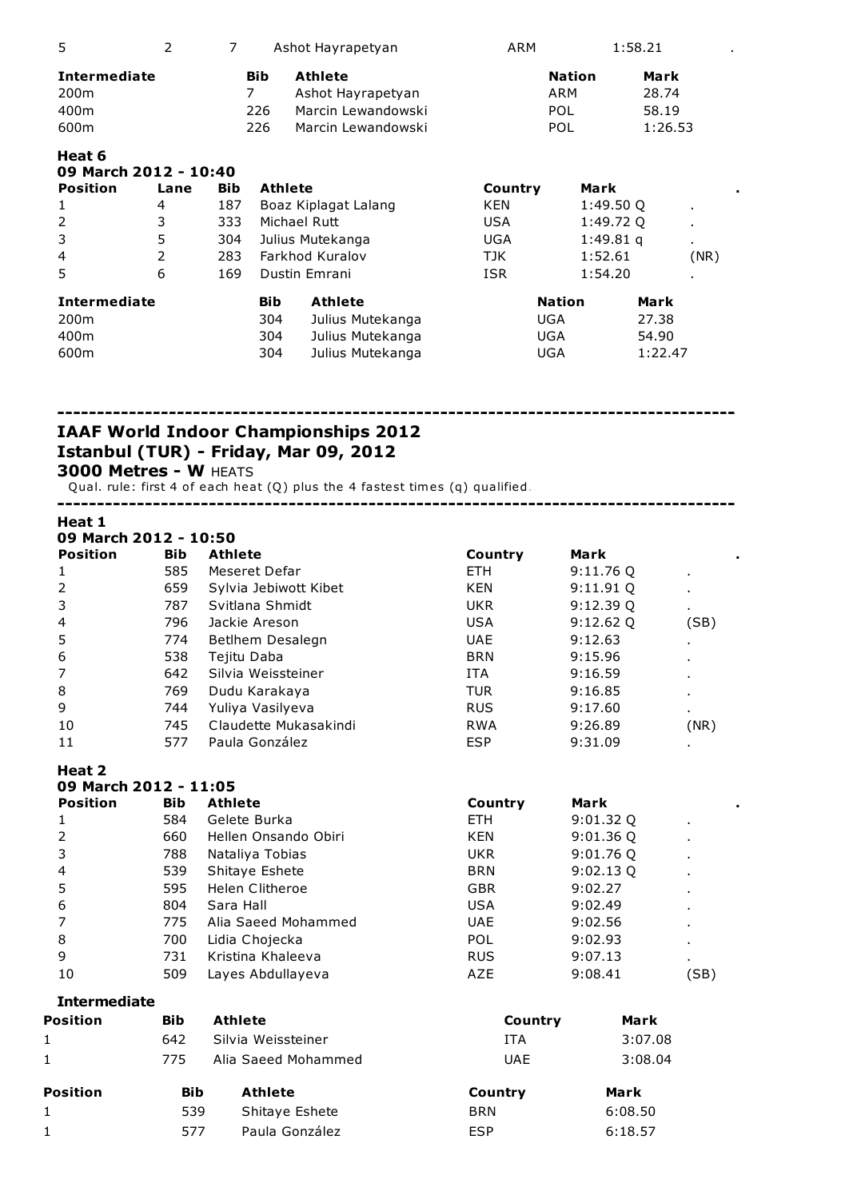| 5 | 2 | 7 | Ashot Hayrapetyan | ARM | 1:58.21 | . |
|---|---|---|---|---|---|---|

| Intermediate | Bib | Athlete | Nation | Mark |
|---|---|---|---|---|
| 200m | 7 | Ashot Hayrapetyan | ARM | 28.74 |
| 400m | 226 | Marcin Lewandowski | POL | 58.19 |
| 600m | 226 | Marcin Lewandowski | POL | 1:26.53 |

**Heat 6**
**09 March 2012 - 10:40**

| Position | Lane | Bib | Athlete | Country | Mark | . |
|---|---|---|---|---|---|---|
| 1 | 4 | 187 | Boaz Kiplagat Lalang | KEN | 1:49.50 Q | . |
| 2 | 3 | 333 | Michael Rutt | USA | 1:49.72 Q | . |
| 3 | 5 | 304 | Julius Mutekanga | UGA | 1:49.81 q | . |
| 4 | 2 | 283 | Farkhod Kuralov | TJK | 1:52.61 | (NR) |
| 5 | 6 | 169 | Dustin Emrani | ISR | 1:54.20 | . |

| Intermediate | Bib | Athlete | Nation | Mark |
|---|---|---|---|---|
| 200m | 304 | Julius Mutekanga | UGA | 27.38 |
| 400m | 304 | Julius Mutekanga | UGA | 54.90 |
| 600m | 304 | Julius Mutekanga | UGA | 1:22.47 |

------------------------------------------------------------------------------------

## IAAF World Indoor Championships 2012
## Istanbul (TUR) - Friday, Mar 09, 2012
### 3000 Metres - W HEATS

Qual. rule: first 4 of each heat (Q) plus the 4 fastest times (q) qualified.

------------------------------------------------------------------------------------

**Heat 1**
**09 March 2012 - 10:50**

| Position | Bib | Athlete | Country | Mark | . |
|---|---|---|---|---|---|
| 1 | 585 | Meseret Defar | ETH | 9:11.76 Q | . |
| 2 | 659 | Sylvia Jebiwott Kibet | KEN | 9:11.91 Q | . |
| 3 | 787 | Svitlana Shmidt | UKR | 9:12.39 Q | . |
| 4 | 796 | Jackie Areson | USA | 9:12.62 Q | (SB) |
| 5 | 774 | Betlhem Desalegn | UAE | 9:12.63 | . |
| 6 | 538 | Tejitu Daba | BRN | 9:15.96 | . |
| 7 | 642 | Silvia Weissteiner | ITA | 9:16.59 | . |
| 8 | 769 | Dudu Karakaya | TUR | 9:16.85 | . |
| 9 | 744 | Yuliya Vasilyeva | RUS | 9:17.60 | . |
| 10 | 745 | Claudette Mukasakindi | RWA | 9:26.89 | (NR) |
| 11 | 577 | Paula González | ESP | 9:31.09 | . |

**Heat 2**
**09 March 2012 - 11:05**

| Position | Bib | Athlete | Country | Mark | . |
|---|---|---|---|---|---|
| 1 | 584 | Gelete Burka | ETH | 9:01.32 Q | . |
| 2 | 660 | Hellen Onsando Obiri | KEN | 9:01.36 Q | . |
| 3 | 788 | Nataliya Tobias | UKR | 9:01.76 Q | . |
| 4 | 539 | Shitaye Eshete | BRN | 9:02.13 Q | . |
| 5 | 595 | Helen Clitheroe | GBR | 9:02.27 | . |
| 6 | 804 | Sara Hall | USA | 9:02.49 | . |
| 7 | 775 | Alia Saeed Mohammed | UAE | 9:02.56 | . |
| 8 | 700 | Lidia Chojecka | POL | 9:02.93 | . |
| 9 | 731 | Kristina Khaleeva | RUS | 9:07.13 | . |
| 10 | 509 | Layes Abdullayeva | AZE | 9:08.41 | (SB) |

**Intermediate**

| Position | Bib | Athlete | Country | Mark |
|---|---|---|---|---|
| 1 | 642 | Silvia Weissteiner | ITA | 3:07.08 |
| 1 | 775 | Alia Saeed Mohammed | UAE | 3:08.04 |

| Position | Bib | Athlete | Country | Mark |
|---|---|---|---|---|
| 1 | 539 | Shitaye Eshete | BRN | 6:08.50 |
| 1 | 577 | Paula González | ESP | 6:18.57 |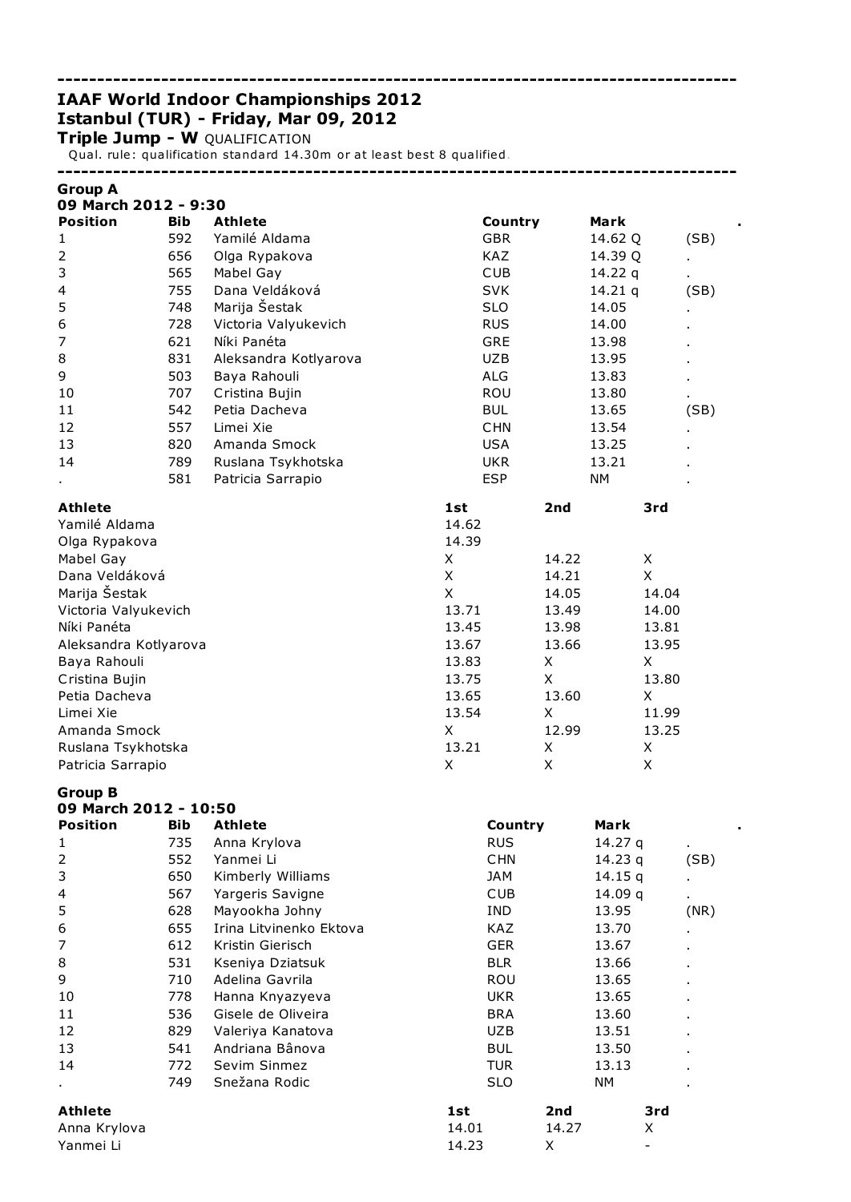---

# IAAF World Indoor Championships 2012

## Istanbul (TUR) - Friday, Mar 09, 2012

### Triple Jump - W QUALIFICATION

Qual. rule: qualification standard 14.30m or at least best 8 qualified.

---

**Group A**
**09 March 2012 - 9:30**

| Position | Bib | Athlete | Country | Mark | . |
|---|---|---|---|---|---|
| 1 | 592 | Yamilé Aldama | GBR | 14.62 Q | (SB) |
| 2 | 656 | Olga Rypakova | KAZ | 14.39 Q | . |
| 3 | 565 | Mabel Gay | CUB | 14.22 q | . |
| 4 | 755 | Dana Veldáková | SVK | 14.21 q | (SB) |
| 5 | 748 | Marija Šestak | SLO | 14.05 | . |
| 6 | 728 | Victoria Valyukevich | RUS | 14.00 | . |
| 7 | 621 | Níki Panéta | GRE | 13.98 | . |
| 8 | 831 | Aleksandra Kotlyarova | UZB | 13.95 | . |
| 9 | 503 | Baya Rahouli | ALG | 13.83 | . |
| 10 | 707 | Cristina Bujin | ROU | 13.80 | . |
| 11 | 542 | Petia Dacheva | BUL | 13.65 | (SB) |
| 12 | 557 | Limei Xie | CHN | 13.54 | . |
| 13 | 820 | Amanda Smock | USA | 13.25 | . |
| 14 | 789 | Ruslana Tsykhotska | UKR | 13.21 | . |
| . | 581 | Patricia Sarrapio | ESP | NM | . |

| Athlete | 1st | 2nd | 3rd |
|---|---|---|---|
| Yamilé Aldama | 14.62 | | |
| Olga Rypakova | 14.39 | | |
| Mabel Gay | X | 14.22 | X |
| Dana Veldáková | X | 14.21 | X |
| Marija Šestak | X | 14.05 | 14.04 |
| Victoria Valyukevich | 13.71 | 13.49 | 14.00 |
| Níki Panéta | 13.45 | 13.98 | 13.81 |
| Aleksandra Kotlyarova | 13.67 | 13.66 | 13.95 |
| Baya Rahouli | 13.83 | X | X |
| Cristina Bujin | 13.75 | X | 13.80 |
| Petia Dacheva | 13.65 | 13.60 | X |
| Limei Xie | 13.54 | X | 11.99 |
| Amanda Smock | X | 12.99 | 13.25 |
| Ruslana Tsykhotska | 13.21 | X | X |
| Patricia Sarrapio | X | X | X |

**Group B**
**09 March 2012 - 10:50**

| Position | Bib | Athlete | Country | Mark | . |
|---|---|---|---|---|---|
| 1 | 735 | Anna Krylova | RUS | 14.27 q | . |
| 2 | 552 | Yanmei Li | CHN | 14.23 q | (SB) |
| 3 | 650 | Kimberly Williams | JAM | 14.15 q | . |
| 4 | 567 | Yargeris Savigne | CUB | 14.09 q | . |
| 5 | 628 | Mayookha Johny | IND | 13.95 | (NR) |
| 6 | 655 | Irina Litvinenko Ektova | KAZ | 13.70 | . |
| 7 | 612 | Kristin Gierisch | GER | 13.67 | . |
| 8 | 531 | Kseniya Dziatsuk | BLR | 13.66 | . |
| 9 | 710 | Adelina Gavrila | ROU | 13.65 | . |
| 10 | 778 | Hanna Knyazyeva | UKR | 13.65 | . |
| 11 | 536 | Gisele de Oliveira | BRA | 13.60 | . |
| 12 | 829 | Valeriya Kanatova | UZB | 13.51 | . |
| 13 | 541 | Andriana Bânova | BUL | 13.50 | . |
| 14 | 772 | Sevim Sinmez | TUR | 13.13 | . |
| . | 749 | Snežana Rodic | SLO | NM | . |

| Athlete | 1st | 2nd | 3rd |
|---|---|---|---|
| Anna Krylova | 14.01 | 14.27 | X |
| Yanmei Li | 14.23 | X | - |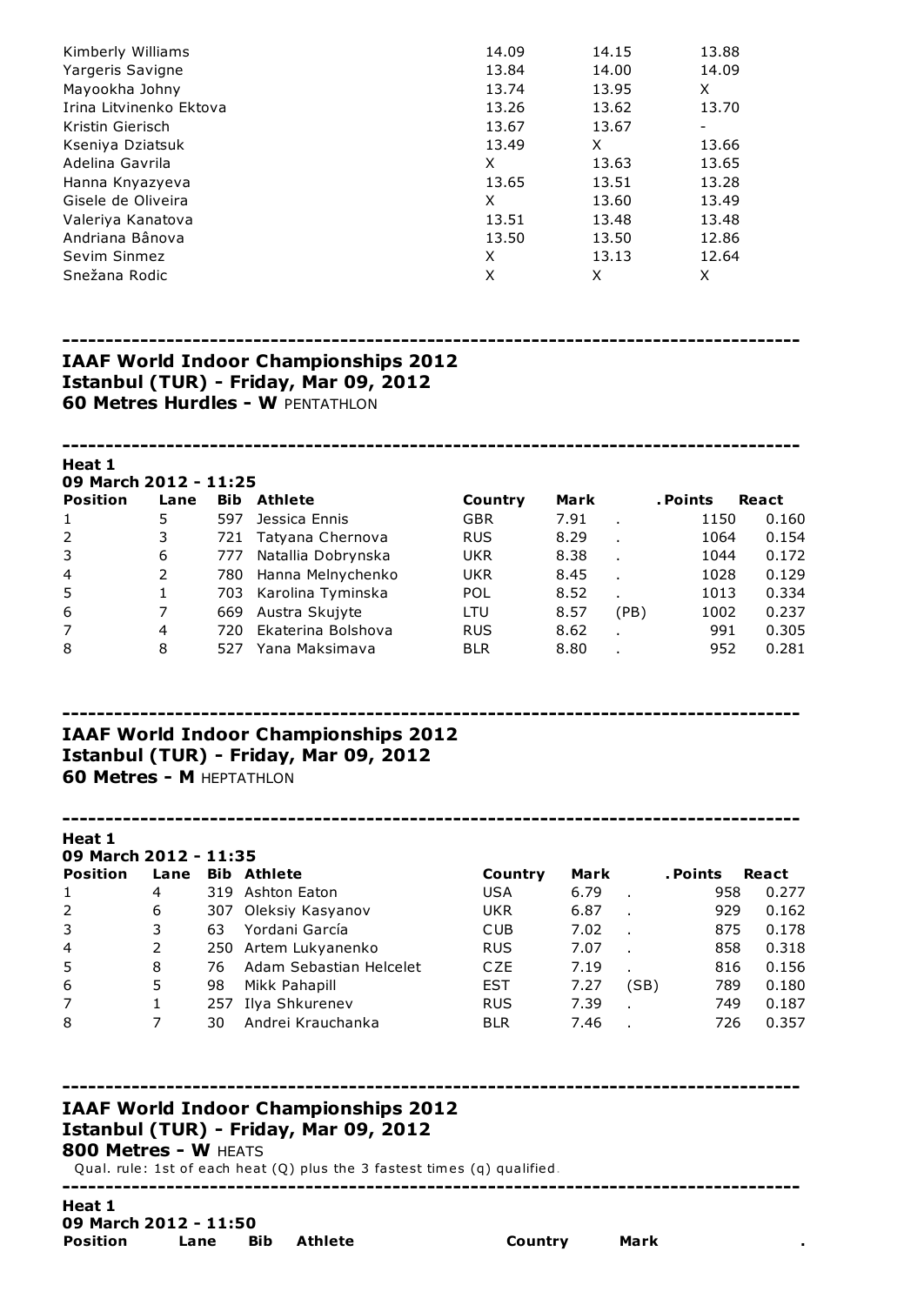| | | | |
|---|---|---|---|
| Kimberly Williams | 14.09 | 14.15 | 13.88 |
| Yargeris Savigne | 13.84 | 14.00 | 14.09 |
| Mayookha Johny | 13.74 | 13.95 | X |
| Irina Litvinenko Ektova | 13.26 | 13.62 | 13.70 |
| Kristin Gierisch | 13.67 | 13.67 | - |
| Kseniya Dziatsuk | 13.49 | X | 13.66 |
| Adelina Gavrila | X | 13.63 | 13.65 |
| Hanna Knyazyeva | 13.65 | 13.51 | 13.28 |
| Gisele de Oliveira | X | 13.60 | 13.49 |
| Valeriya Kanatova | 13.51 | 13.48 | 13.48 |
| Andriana Bânova | 13.50 | 13.50 | 12.86 |
| Sevim Sinmez | X | 13.13 | 12.64 |
| Snežana Rodic | X | X | X |

---

## IAAF World Indoor Championships 2012
## Istanbul (TUR) - Friday, Mar 09, 2012
**60 Metres Hurdles - W** PENTATHLON

---

**Heat 1**
**09 March 2012 - 11:25**

| Position | Lane | Bib | Athlete | Country | Mark | | . Points | React |
|---|---|---|---|---|---|---|---|---|
| 1 | 5 | 597 | Jessica Ennis | GBR | 7.91 | . | 1150 | 0.160 |
| 2 | 3 | 721 | Tatyana Chernova | RUS | 8.29 | . | 1064 | 0.154 |
| 3 | 6 | 777 | Natallia Dobrynska | UKR | 8.38 | . | 1044 | 0.172 |
| 4 | 2 | 780 | Hanna Melnychenko | UKR | 8.45 | . | 1028 | 0.129 |
| 5 | 1 | 703 | Karolina Tyminska | POL | 8.52 | . | 1013 | 0.334 |
| 6 | 7 | 669 | Austra Skujyte | LTU | 8.57 | (PB) | 1002 | 0.237 |
| 7 | 4 | 720 | Ekaterina Bolshova | RUS | 8.62 | . | 991 | 0.305 |
| 8 | 8 | 527 | Yana Maksimava | BLR | 8.80 | . | 952 | 0.281 |

---

## IAAF World Indoor Championships 2012
## Istanbul (TUR) - Friday, Mar 09, 2012
**60 Metres - M** HEPTATHLON

---

**Heat 1**
**09 March 2012 - 11:35**

| Position | Lane | Bib | Athlete | Country | Mark | | . Points | React |
|---|---|---|---|---|---|---|---|---|
| 1 | 4 | 319 | Ashton Eaton | USA | 6.79 | . | 958 | 0.277 |
| 2 | 6 | 307 | Oleksiy Kasyanov | UKR | 6.87 | . | 929 | 0.162 |
| 3 | 3 | 63 | Yordani García | CUB | 7.02 | . | 875 | 0.178 |
| 4 | 2 | 250 | Artem Lukyanenko | RUS | 7.07 | . | 858 | 0.318 |
| 5 | 8 | 76 | Adam Sebastian Helcelet | CZE | 7.19 | . | 816 | 0.156 |
| 6 | 5 | 98 | Mikk Pahapill | EST | 7.27 | (SB) | 789 | 0.180 |
| 7 | 1 | 257 | Ilya Shkurenev | RUS | 7.39 | . | 749 | 0.187 |
| 8 | 7 | 30 | Andrei Krauchanka | BLR | 7.46 | . | 726 | 0.357 |

---

## IAAF World Indoor Championships 2012
## Istanbul (TUR) - Friday, Mar 09, 2012
**800 Metres - W** HEATS

Qual. rule: 1st of each heat (Q) plus the 3 fastest times (q) qualified.

---

**Heat 1**
**09 March 2012 - 11:50**

| Position | Lane | Bib | Athlete | Country | Mark | . |
|---|---|---|---|---|---|---|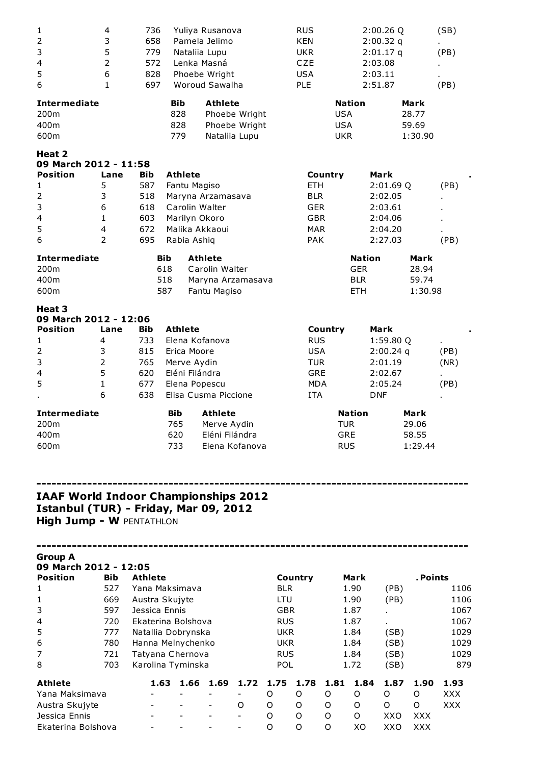| Position | Lane | Bib | Athlete | Country | Mark | . |
|---|---|---|---|---|---|---|
| 1 | 4 | 736 | Yuliya Rusanova | RUS | 2:00.26 Q | (SB) |
| 2 | 3 | 658 | Pamela Jelimo | KEN | 2:00.32 q | . |
| 3 | 5 | 779 | Nataliia Lupu | UKR | 2:01.17 q | (PB) |
| 4 | 2 | 572 | Lenka Masná | CZE | 2:03.08 | . |
| 5 | 6 | 828 | Phoebe Wright | USA | 2:03.11 | . |
| 6 | 1 | 697 | Woroud Sawalha | PLE | 2:51.87 | (PB) |

| Intermediate | Bib | Athlete | Nation | Mark |
|---|---|---|---|---|
| 200m | 828 | Phoebe Wright | USA | 28.77 |
| 400m | 828 | Phoebe Wright | USA | 59.69 |
| 600m | 779 | Nataliia Lupu | UKR | 1:30.90 |

**Heat 2**
**09 March 2012 - 11:58**

| Position | Lane | Bib | Athlete | Country | Mark | . |
|---|---|---|---|---|---|---|
| 1 | 5 | 587 | Fantu Magiso | ETH | 2:01.69 Q | (PB) |
| 2 | 3 | 518 | Maryna Arzamasava | BLR | 2:02.05 | . |
| 3 | 6 | 618 | Carolin Walter | GER | 2:03.61 | . |
| 4 | 1 | 603 | Marilyn Okoro | GBR | 2:04.06 | . |
| 5 | 4 | 672 | Malika Akkaoui | MAR | 2:04.20 | . |
| 6 | 2 | 695 | Rabia Ashiq | PAK | 2:27.03 | (PB) |

| Intermediate | Bib | Athlete | Nation | Mark |
|---|---|---|---|---|
| 200m | 618 | Carolin Walter | GER | 28.94 |
| 400m | 518 | Maryna Arzamasava | BLR | 59.74 |
| 600m | 587 | Fantu Magiso | ETH | 1:30.98 |

**Heat 3**
**09 March 2012 - 12:06**

| Position | Lane | Bib | Athlete | Country | Mark | . |
|---|---|---|---|---|---|---|
| 1 | 4 | 733 | Elena Kofanova | RUS | 1:59.80 Q | . |
| 2 | 3 | 815 | Erica Moore | USA | 2:00.24 q | (PB) |
| 3 | 2 | 765 | Merve Aydin | TUR | 2:01.19 | (NR) |
| 4 | 5 | 620 | Eléni Filándra | GRE | 2:02.67 | . |
| 5 | 1 | 677 | Elena Popescu | MDA | 2:05.24 | (PB) |
| . | 6 | 638 | Elisa Cusma Piccione | ITA | DNF | . |

| Intermediate | Bib | Athlete | Nation | Mark |
|---|---|---|---|---|
| 200m | 765 | Merve Aydin | TUR | 29.06 |
| 400m | 620 | Eléni Filándra | GRE | 58.55 |
| 600m | 733 | Elena Kofanova | RUS | 1:29.44 |

---

## IAAF World Indoor Championships 2012
## Istanbul (TUR) - Friday, Mar 09, 2012
### High Jump - W PENTATHLON

---

**Group A**
**09 March 2012 - 12:05**

| Position | Bib | Athlete | Country | Mark | . | Points |
|---|---|---|---|---|---|---|
| 1 | 527 | Yana Maksimava | BLR | 1.90 | (PB) | 1106 |
| 1 | 669 | Austra Skujyte | LTU | 1.90 | (PB) | 1106 |
| 3 | 597 | Jessica Ennis | GBR | 1.87 | . | 1067 |
| 4 | 720 | Ekaterina Bolshova | RUS | 1.87 | . | 1067 |
| 5 | 777 | Natallia Dobrynska | UKR | 1.84 | (SB) | 1029 |
| 6 | 780 | Hanna Melnychenko | UKR | 1.84 | (SB) | 1029 |
| 7 | 721 | Tatyana Chernova | RUS | 1.84 | (SB) | 1029 |
| 8 | 703 | Karolina Tyminska | POL | 1.72 | (SB) | 879 |

| Athlete | 1.63 | 1.66 | 1.69 | 1.72 | 1.75 | 1.78 | 1.81 | 1.84 | 1.87 | 1.90 | 1.93 |
|---|---|---|---|---|---|---|---|---|---|---|---|
| Yana Maksimava | - | - | - | - | O | O | O | O | O | O | XXX |
| Austra Skujyte | - | - | - | O | O | O | O | O | O | O | XXX |
| Jessica Ennis | - | - | - | - | O | O | O | O | XXO | XXX | |
| Ekaterina Bolshova | - | - | - | - | O | O | O | XO | XXO | XXX | |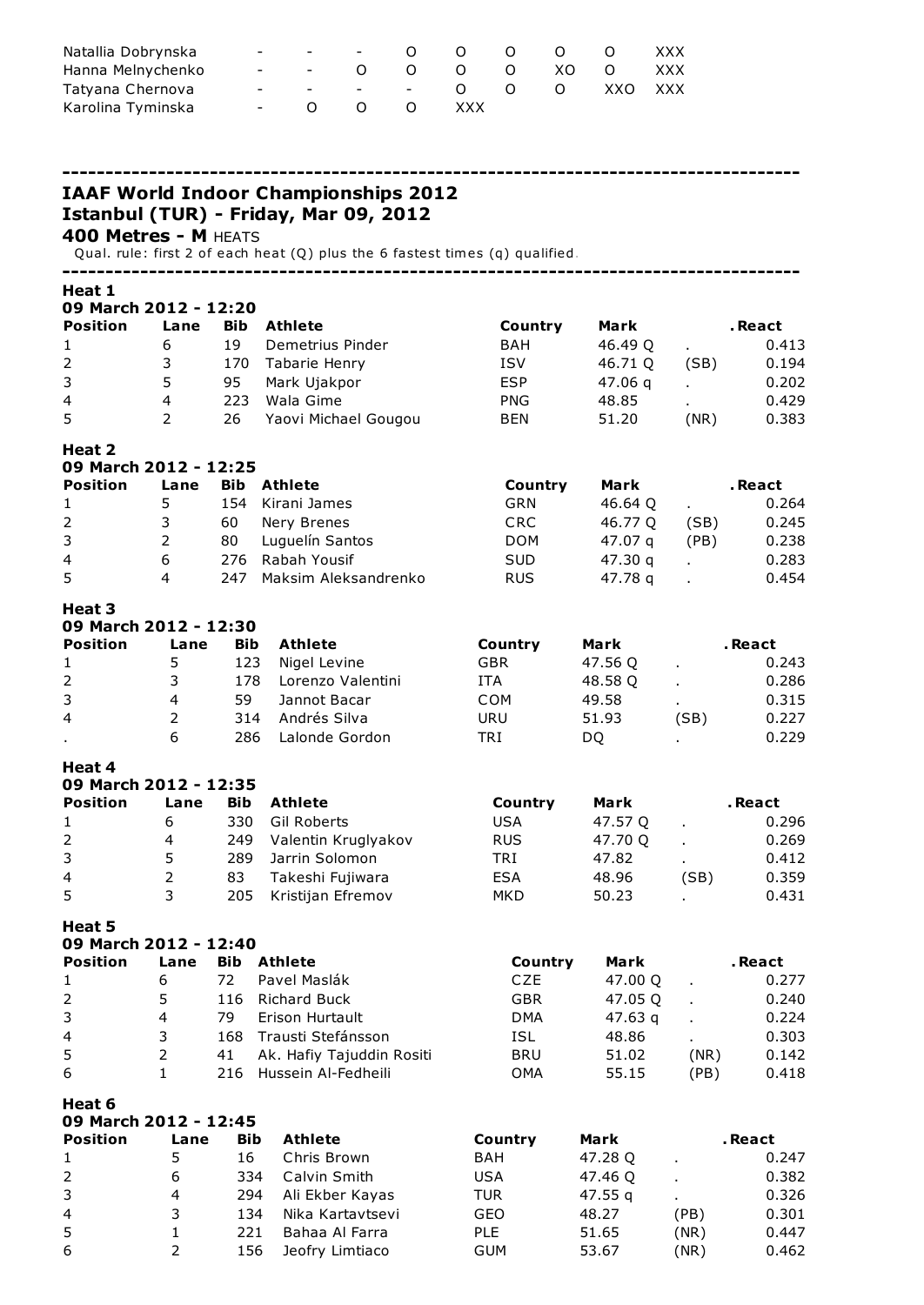| | | | | | | | | | |
|---|---|---|---|---|---|---|---|---|---|
| Natallia Dobrynska | - | - | - | O | O | O | O | O | XXX |
| Hanna Melnychenko | - | - | O | O | O | O | XO | O | XXX |
| Tatyana Chernova | - | - | - | - | O | O | O | XXO | XXX |
| Karolina Tyminska | - | O | O | O | XXX | | | | |

---

## IAAF World Indoor Championships 2012
## Istanbul (TUR) - Friday, Mar 09, 2012

**400 Metres - M** HEATS

Qual. rule: first 2 of each heat (Q) plus the 6 fastest times (q) qualified.

---

### Heat 1
**09 March 2012 - 12:20**

| Position | Lane | Bib | Athlete | Country | Mark | | .React |
|---|---|---|---|---|---|---|---|
| 1 | 6 | 19 | Demetrius Pinder | BAH | 46.49 Q | . | 0.413 |
| 2 | 3 | 170 | Tabarie Henry | ISV | 46.71 Q | (SB) | 0.194 |
| 3 | 5 | 95 | Mark Ujakpor | ESP | 47.06 q | . | 0.202 |
| 4 | 4 | 223 | Wala Gime | PNG | 48.85 | . | 0.429 |
| 5 | 2 | 26 | Yaovi Michael Gougou | BEN | 51.20 | (NR) | 0.383 |

### Heat 2
**09 March 2012 - 12:25**

| Position | Lane | Bib | Athlete | Country | Mark | | .React |
|---|---|---|---|---|---|---|---|
| 1 | 5 | 154 | Kirani James | GRN | 46.64 Q | . | 0.264 |
| 2 | 3 | 60 | Nery Brenes | CRC | 46.77 Q | (SB) | 0.245 |
| 3 | 2 | 80 | Luguelín Santos | DOM | 47.07 q | (PB) | 0.238 |
| 4 | 6 | 276 | Rabah Yousif | SUD | 47.30 q | . | 0.283 |
| 5 | 4 | 247 | Maksim Aleksandrenko | RUS | 47.78 q | . | 0.454 |

### Heat 3
**09 March 2012 - 12:30**

| Position | Lane | Bib | Athlete | Country | Mark | | .React |
|---|---|---|---|---|---|---|---|
| 1 | 5 | 123 | Nigel Levine | GBR | 47.56 Q | . | 0.243 |
| 2 | 3 | 178 | Lorenzo Valentini | ITA | 48.58 Q | . | 0.286 |
| 3 | 4 | 59 | Jannot Bacar | COM | 49.58 | . | 0.315 |
| 4 | 2 | 314 | Andrés Silva | URU | 51.93 | (SB) | 0.227 |
| . | 6 | 286 | Lalonde Gordon | TRI | DQ | . | 0.229 |

### Heat 4
**09 March 2012 - 12:35**

| Position | Lane | Bib | Athlete | Country | Mark | | .React |
|---|---|---|---|---|---|---|---|
| 1 | 6 | 330 | Gil Roberts | USA | 47.57 Q | . | 0.296 |
| 2 | 4 | 249 | Valentin Kruglyakov | RUS | 47.70 Q | . | 0.269 |
| 3 | 5 | 289 | Jarrin Solomon | TRI | 47.82 | . | 0.412 |
| 4 | 2 | 83 | Takeshi Fujiwara | ESA | 48.96 | (SB) | 0.359 |
| 5 | 3 | 205 | Kristijan Efremov | MKD | 50.23 | . | 0.431 |

### Heat 5
**09 March 2012 - 12:40**

| Position | Lane | Bib | Athlete | Country | Mark | | .React |
|---|---|---|---|---|---|---|---|
| 1 | 6 | 72 | Pavel Maslák | CZE | 47.00 Q | . | 0.277 |
| 2 | 5 | 116 | Richard Buck | GBR | 47.05 Q | . | 0.240 |
| 3 | 4 | 79 | Erison Hurtault | DMA | 47.63 q | . | 0.224 |
| 4 | 3 | 168 | Trausti Stefánsson | ISL | 48.86 | . | 0.303 |
| 5 | 2 | 41 | Ak. Hafiy Tajuddin Rositi | BRU | 51.02 | (NR) | 0.142 |
| 6 | 1 | 216 | Hussein Al-Fedheili | OMA | 55.15 | (PB) | 0.418 |

### Heat 6
**09 March 2012 - 12:45**

| Position | Lane | Bib | Athlete | Country | Mark | | .React |
|---|---|---|---|---|---|---|---|
| 1 | 5 | 16 | Chris Brown | BAH | 47.28 Q | . | 0.247 |
| 2 | 6 | 334 | Calvin Smith | USA | 47.46 Q | . | 0.382 |
| 3 | 4 | 294 | Ali Ekber Kayas | TUR | 47.55 q | . | 0.326 |
| 4 | 3 | 134 | Nika Kartavtsevi | GEO | 48.27 | (PB) | 0.301 |
| 5 | 1 | 221 | Bahaa Al Farra | PLE | 51.65 | (NR) | 0.447 |
| 6 | 2 | 156 | Jeofry Limtiaco | GUM | 53.67 | (NR) | 0.462 |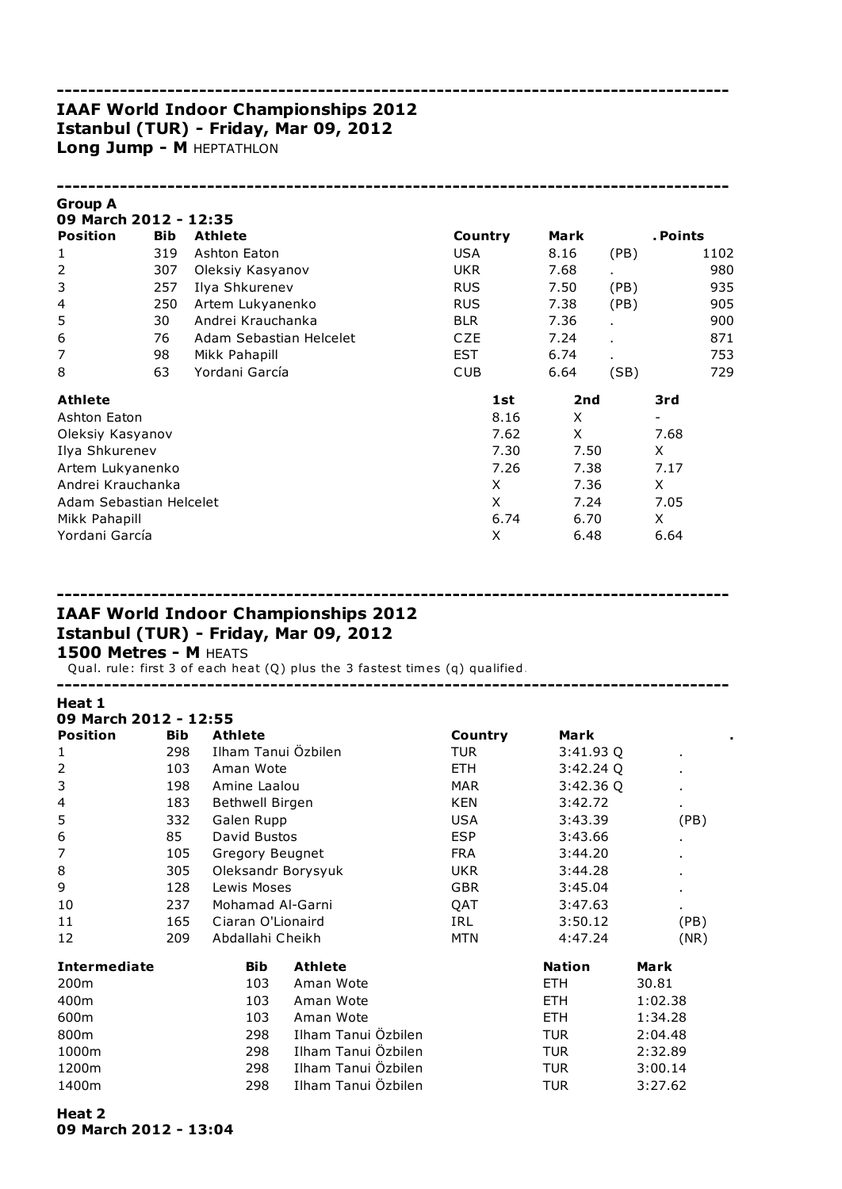## IAAF World Indoor Championships 2012
## Istanbul (TUR) - Friday, Mar 09, 2012
### Long Jump - M HEPTATHLON

**Group A**
**09 March 2012 - 12:35**

| Position | Bib | Athlete | Country | Mark | | . Points |
|---|---|---|---|---|---|---|
| 1 | 319 | Ashton Eaton | USA | 8.16 | (PB) | 1102 |
| 2 | 307 | Oleksiy Kasyanov | UKR | 7.68 | . | 980 |
| 3 | 257 | Ilya Shkurenev | RUS | 7.50 | (PB) | 935 |
| 4 | 250 | Artem Lukyanenko | RUS | 7.38 | (PB) | 905 |
| 5 | 30 | Andrei Krauchanka | BLR | 7.36 | . | 900 |
| 6 | 76 | Adam Sebastian Helcelet | CZE | 7.24 | . | 871 |
| 7 | 98 | Mikk Pahapill | EST | 6.74 | . | 753 |
| 8 | 63 | Yordani García | CUB | 6.64 | (SB) | 729 |

| Athlete | 1st | 2nd | 3rd |
|---|---|---|---|
| Ashton Eaton | 8.16 | X | - |
| Oleksiy Kasyanov | 7.62 | X | 7.68 |
| Ilya Shkurenev | 7.30 | 7.50 | X |
| Artem Lukyanenko | 7.26 | 7.38 | 7.17 |
| Andrei Krauchanka | X | 7.36 | X |
| Adam Sebastian Helcelet | X | 7.24 | 7.05 |
| Mikk Pahapill | 6.74 | 6.70 | X |
| Yordani García | X | 6.48 | 6.64 |

## IAAF World Indoor Championships 2012
## Istanbul (TUR) - Friday, Mar 09, 2012
### 1500 Metres - M HEATS

Qual. rule: first 3 of each heat (Q) plus the 3 fastest times (q) qualified.

**Heat 1**
**09 March 2012 - 12:55**

| Position | Bib | Athlete | Country | Mark | . |
|---|---|---|---|---|---|
| 1 | 298 | Ilham Tanui Özbilen | TUR | 3:41.93 Q | . |
| 2 | 103 | Aman Wote | ETH | 3:42.24 Q | . |
| 3 | 198 | Amine Laalou | MAR | 3:42.36 Q | . |
| 4 | 183 | Bethwell Birgen | KEN | 3:42.72 | . |
| 5 | 332 | Galen Rupp | USA | 3:43.39 | (PB) |
| 6 | 85 | David Bustos | ESP | 3:43.66 | . |
| 7 | 105 | Gregory Beugnet | FRA | 3:44.20 | . |
| 8 | 305 | Oleksandr Borysyuk | UKR | 3:44.28 | . |
| 9 | 128 | Lewis Moses | GBR | 3:45.04 | . |
| 10 | 237 | Mohamad Al-Garni | QAT | 3:47.63 | . |
| 11 | 165 | Ciaran O'Lionaird | IRL | 3:50.12 | (PB) |
| 12 | 209 | Abdallahi Cheikh | MTN | 4:47.24 | (NR) |

| Intermediate | Bib | Athlete | Nation | Mark |
|---|---|---|---|---|
| 200m | 103 | Aman Wote | ETH | 30.81 |
| 400m | 103 | Aman Wote | ETH | 1:02.38 |
| 600m | 103 | Aman Wote | ETH | 1:34.28 |
| 800m | 298 | Ilham Tanui Özbilen | TUR | 2:04.48 |
| 1000m | 298 | Ilham Tanui Özbilen | TUR | 2:32.89 |
| 1200m | 298 | Ilham Tanui Özbilen | TUR | 3:00.14 |
| 1400m | 298 | Ilham Tanui Özbilen | TUR | 3:27.62 |

**Heat 2**
**09 March 2012 - 13:04**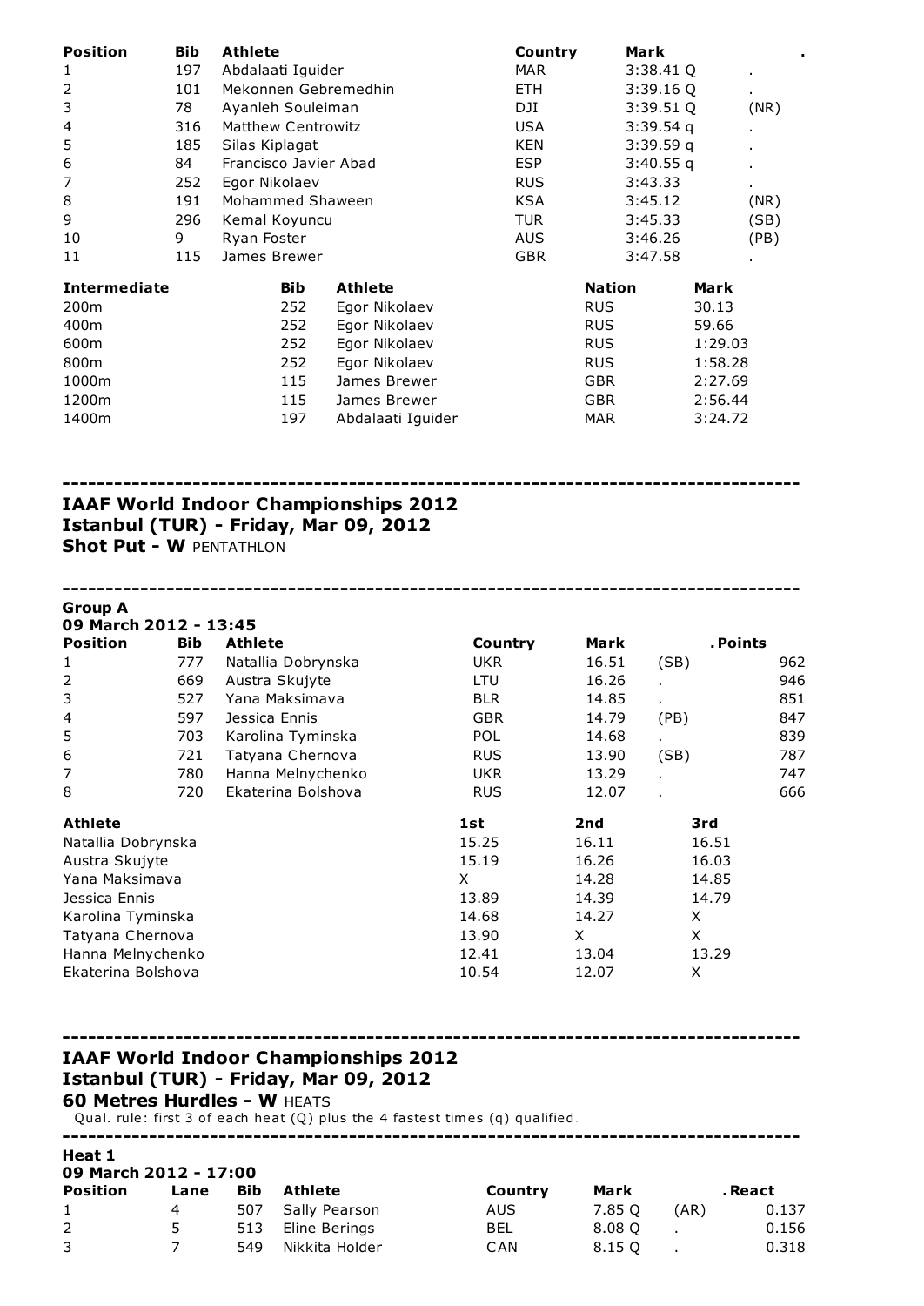| Position | Bib | Athlete | Country | Mark | . |
|---|---|---|---|---|---|
| 1 | 197 | Abdalaati Iguider | MAR | 3:38.41 Q | . |
| 2 | 101 | Mekonnen Gebremedhin | ETH | 3:39.16 Q | . |
| 3 | 78 | Ayanleh Souleiman | DJI | 3:39.51 Q | (NR) |
| 4 | 316 | Matthew Centrowitz | USA | 3:39.54 q | . |
| 5 | 185 | Silas Kiplagat | KEN | 3:39.59 q | . |
| 6 | 84 | Francisco Javier Abad | ESP | 3:40.55 q | . |
| 7 | 252 | Egor Nikolaev | RUS | 3:43.33 | . |
| 8 | 191 | Mohammed Shaween | KSA | 3:45.12 | (NR) |
| 9 | 296 | Kemal Koyuncu | TUR | 3:45.33 | (SB) |
| 10 | 9 | Ryan Foster | AUS | 3:46.26 | (PB) |
| 11 | 115 | James Brewer | GBR | 3:47.58 | . |

| Intermediate | Bib | Athlete | Nation | Mark |
|---|---|---|---|---|
| 200m | 252 | Egor Nikolaev | RUS | 30.13 |
| 400m | 252 | Egor Nikolaev | RUS | 59.66 |
| 600m | 252 | Egor Nikolaev | RUS | 1:29.03 |
| 800m | 252 | Egor Nikolaev | RUS | 1:58.28 |
| 1000m | 115 | James Brewer | GBR | 2:27.69 |
| 1200m | 115 | James Brewer | GBR | 2:56.44 |
| 1400m | 197 | Abdalaati Iguider | MAR | 3:24.72 |

---

## IAAF World Indoor Championships 2012
## Istanbul (TUR) - Friday, Mar 09, 2012
### Shot Put - W PENTATHLON

---

**Group A**
**09 March 2012 - 13:45**

| Position | Bib | Athlete | Country | Mark | . | Points |
|---|---|---|---|---|---|---|
| 1 | 777 | Natallia Dobrynska | UKR | 16.51 | (SB) | 962 |
| 2 | 669 | Austra Skujyte | LTU | 16.26 | . | 946 |
| 3 | 527 | Yana Maksimava | BLR | 14.85 | . | 851 |
| 4 | 597 | Jessica Ennis | GBR | 14.79 | (PB) | 847 |
| 5 | 703 | Karolina Tyminska | POL | 14.68 | . | 839 |
| 6 | 721 | Tatyana Chernova | RUS | 13.90 | (SB) | 787 |
| 7 | 780 | Hanna Melnychenko | UKR | 13.29 | . | 747 |
| 8 | 720 | Ekaterina Bolshova | RUS | 12.07 | . | 666 |

| Athlete | 1st | 2nd | 3rd |
|---|---|---|---|
| Natallia Dobrynska | 15.25 | 16.11 | 16.51 |
| Austra Skujyte | 15.19 | 16.26 | 16.03 |
| Yana Maksimava | X | 14.28 | 14.85 |
| Jessica Ennis | 13.89 | 14.39 | 14.79 |
| Karolina Tyminska | 14.68 | 14.27 | X |
| Tatyana Chernova | 13.90 | X | X |
| Hanna Melnychenko | 12.41 | 13.04 | 13.29 |
| Ekaterina Bolshova | 10.54 | 12.07 | X |

---

## IAAF World Indoor Championships 2012
## Istanbul (TUR) - Friday, Mar 09, 2012
### 60 Metres Hurdles - W HEATS

Qual. rule: first 3 of each heat (Q) plus the 4 fastest times (q) qualified.

---

**Heat 1**
**09 March 2012 - 17:00**

| Position | Lane | Bib | Athlete | Country | Mark | . | React |
|---|---|---|---|---|---|---|---|
| 1 | 4 | 507 | Sally Pearson | AUS | 7.85 Q | (AR) | 0.137 |
| 2 | 5 | 513 | Eline Berings | BEL | 8.08 Q | . | 0.156 |
| 3 | 7 | 549 | Nikkita Holder | CAN | 8.15 Q | . | 0.318 |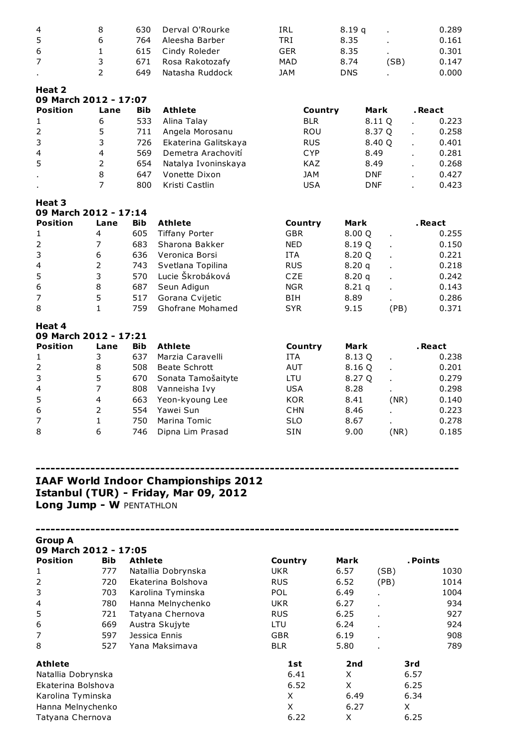| Position | Lane | Bib | Athlete | Country | Mark | | . React |
|---|---|---|---|---|---|---|---|
| 4 | 8 | 630 | Derval O'Rourke | IRL | 8.19 q | . | 0.289 |
| 5 | 6 | 764 | Aleesha Barber | TRI | 8.35 | . | 0.161 |
| 6 | 1 | 615 | Cindy Roleder | GER | 8.35 | . | 0.301 |
| 7 | 3 | 671 | Rosa Rakotozafy | MAD | 8.74 | (SB) | 0.147 |
| . | 2 | 649 | Natasha Ruddock | JAM | DNS | . | 0.000 |

**Heat 2**
**09 March 2012 - 17:07**

| Position | Lane | Bib | Athlete | Country | Mark | | . React |
|---|---|---|---|---|---|---|---|
| 1 | 6 | 533 | Alina Talay | BLR | 8.11 Q | . | 0.223 |
| 2 | 5 | 711 | Angela Morosanu | ROU | 8.37 Q | . | 0.258 |
| 3 | 3 | 726 | Ekaterina Galitskaya | RUS | 8.40 Q | . | 0.401 |
| 4 | 4 | 569 | Demetra Arachovití | CYP | 8.49 | . | 0.281 |
| 5 | 2 | 654 | Natalya Ivoninskaya | KAZ | 8.49 | . | 0.268 |
| . | 8 | 647 | Vonette Dixon | JAM | DNF | . | 0.427 |
| . | 7 | 800 | Kristi Castlin | USA | DNF | . | 0.423 |

**Heat 3**
**09 March 2012 - 17:14**

| Position | Lane | Bib | Athlete | Country | Mark | | . React |
|---|---|---|---|---|---|---|---|
| 1 | 4 | 605 | Tiffany Porter | GBR | 8.00 Q | . | 0.255 |
| 2 | 7 | 683 | Sharona Bakker | NED | 8.19 Q | . | 0.150 |
| 3 | 6 | 636 | Veronica Borsi | ITA | 8.20 Q | . | 0.221 |
| 4 | 2 | 743 | Svetlana Topilina | RUS | 8.20 q | . | 0.218 |
| 5 | 3 | 570 | Lucie Škrobáková | CZE | 8.20 q | . | 0.242 |
| 6 | 8 | 687 | Seun Adigun | NGR | 8.21 q | . | 0.143 |
| 7 | 5 | 517 | Gorana Cvijetic | BIH | 8.89 | . | 0.286 |
| 8 | 1 | 759 | Ghofrane Mohamed | SYR | 9.15 | (PB) | 0.371 |

**Heat 4**
**09 March 2012 - 17:21**

| Position | Lane | Bib | Athlete | Country | Mark | | . React |
|---|---|---|---|---|---|---|---|
| 1 | 3 | 637 | Marzia Caravelli | ITA | 8.13 Q | . | 0.238 |
| 2 | 8 | 508 | Beate Schrott | AUT | 8.16 Q | . | 0.201 |
| 3 | 5 | 670 | Sonata Tamošaityte | LTU | 8.27 Q | . | 0.279 |
| 4 | 7 | 808 | Vanneisha Ivy | USA | 8.28 | . | 0.298 |
| 5 | 4 | 663 | Yeon-kyoung Lee | KOR | 8.41 | (NR) | 0.140 |
| 6 | 2 | 554 | Yawei Sun | CHN | 8.46 | . | 0.223 |
| 7 | 1 | 750 | Marina Tomic | SLO | 8.67 | . | 0.278 |
| 8 | 6 | 746 | Dipna Lim Prasad | SIN | 9.00 | (NR) | 0.185 |

---

## IAAF World Indoor Championships 2012
## Istanbul (TUR) - Friday, Mar 09, 2012
**Long Jump - W** PENTATHLON

---

**Group A**
**09 March 2012 - 17:05**

| Position | Bib | Athlete | Country | Mark | | . Points |
|---|---|---|---|---|---|---|
| 1 | 777 | Natallia Dobrynska | UKR | 6.57 | (SB) | 1030 |
| 2 | 720 | Ekaterina Bolshova | RUS | 6.52 | (PB) | 1014 |
| 3 | 703 | Karolina Tyminska | POL | 6.49 | . | 1004 |
| 4 | 780 | Hanna Melnychenko | UKR | 6.27 | . | 934 |
| 5 | 721 | Tatyana Chernova | RUS | 6.25 | . | 927 |
| 6 | 669 | Austra Skujyte | LTU | 6.24 | . | 924 |
| 7 | 597 | Jessica Ennis | GBR | 6.19 | . | 908 |
| 8 | 527 | Yana Maksimava | BLR | 5.80 | . | 789 |

| Athlete | 1st | 2nd | 3rd |
|---|---|---|---|
| Natallia Dobrynska | 6.41 | X | 6.57 |
| Ekaterina Bolshova | 6.52 | X | 6.25 |
| Karolina Tyminska | X | 6.49 | 6.34 |
| Hanna Melnychenko | X | 6.27 | X |
| Tatyana Chernova | 6.22 | X | 6.25 |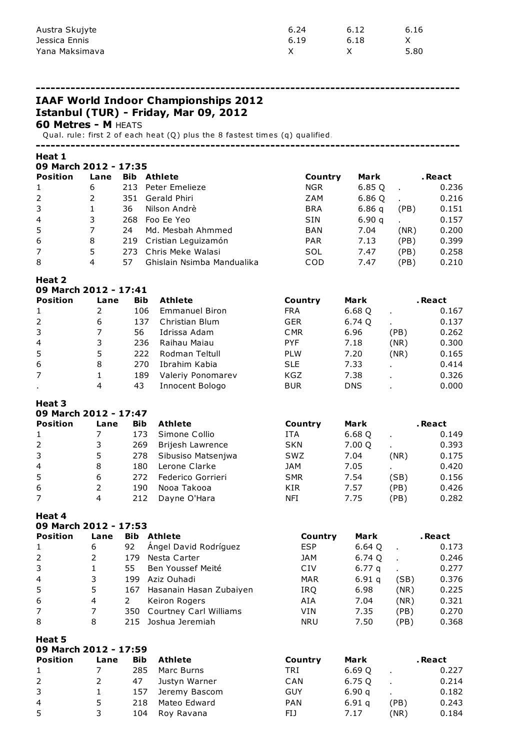| | | | |
|---|---|---|---|
| Austra Skujyte | 6.24 | 6.12 | 6.16 |
| Jessica Ennis | 6.19 | 6.18 | X |
| Yana Maksimava | X | X | 5.80 |

---

## IAAF World Indoor Championships 2012
## Istanbul (TUR) - Friday, Mar 09, 2012
### 60 Metres - M HEATS

Qual. rule: first 2 of each heat (Q) plus the 8 fastest times (q) qualified.

---

**Heat 1**
**09 March 2012 - 17:35**

| Position | Lane | Bib | Athlete | Country | Mark | | .React |
|---|---|---|---|---|---|---|---|
| 1 | 6 | 213 | Peter Emelieze | NGR | 6.85 Q | . | 0.236 |
| 2 | 2 | 351 | Gerald Phiri | ZAM | 6.86 Q | . | 0.216 |
| 3 | 1 | 36 | Nilson Andrè | BRA | 6.86 q | (PB) | 0.151 |
| 4 | 3 | 268 | Foo Ee Yeo | SIN | 6.90 q | . | 0.157 |
| 5 | 7 | 24 | Md. Mesbah Ahmmed | BAN | 7.04 | (NR) | 0.200 |
| 6 | 8 | 219 | Cristian Leguizamón | PAR | 7.13 | (PB) | 0.399 |
| 7 | 5 | 273 | Chris Meke Walasi | SOL | 7.47 | (PB) | 0.258 |
| 8 | 4 | 57 | Ghislain Nsimba Mandualika | COD | 7.47 | (PB) | 0.210 |

**Heat 2**
**09 March 2012 - 17:41**

| Position | Lane | Bib | Athlete | Country | Mark | | .React |
|---|---|---|---|---|---|---|---|
| 1 | 2 | 106 | Emmanuel Biron | FRA | 6.68 Q | . | 0.167 |
| 2 | 6 | 137 | Christian Blum | GER | 6.74 Q | . | 0.137 |
| 3 | 7 | 56 | Idrissa Adam | CMR | 6.96 | (PB) | 0.262 |
| 4 | 3 | 236 | Raihau Maiau | PYF | 7.18 | (NR) | 0.300 |
| 5 | 5 | 222 | Rodman Teltull | PLW | 7.20 | (NR) | 0.165 |
| 6 | 8 | 270 | Ibrahim Kabia | SLE | 7.33 | . | 0.414 |
| 7 | 1 | 189 | Valeriy Ponomarev | KGZ | 7.38 | . | 0.326 |
| . | 4 | 43 | Innocent Bologo | BUR | DNS | . | 0.000 |

**Heat 3**
**09 March 2012 - 17:47**

| Position | Lane | Bib | Athlete | Country | Mark | | .React |
|---|---|---|---|---|---|---|---|
| 1 | 7 | 173 | Simone Collio | ITA | 6.68 Q | . | 0.149 |
| 2 | 3 | 269 | Brijesh Lawrence | SKN | 7.00 Q | . | 0.393 |
| 3 | 5 | 278 | Sibusiso Matsenjwa | SWZ | 7.04 | (NR) | 0.175 |
| 4 | 8 | 180 | Lerone Clarke | JAM | 7.05 | . | 0.420 |
| 5 | 6 | 272 | Federico Gorrieri | SMR | 7.54 | (SB) | 0.156 |
| 6 | 2 | 190 | Nooa Takooa | KIR | 7.57 | (PB) | 0.426 |
| 7 | 4 | 212 | Dayne O'Hara | NFI | 7.75 | (PB) | 0.282 |

**Heat 4**
**09 March 2012 - 17:53**

| Position | Lane | Bib | Athlete | Country | Mark | | .React |
|---|---|---|---|---|---|---|---|
| 1 | 6 | 92 | Ángel David Rodríguez | ESP | 6.64 Q | . | 0.173 |
| 2 | 2 | 179 | Nesta Carter | JAM | 6.74 Q | . | 0.246 |
| 3 | 1 | 55 | Ben Youssef Meité | CIV | 6.77 q | . | 0.277 |
| 4 | 3 | 199 | Aziz Ouhadi | MAR | 6.91 q | (SB) | 0.376 |
| 5 | 5 | 167 | Hasanain Hasan Zubaiyen | IRQ | 6.98 | (NR) | 0.225 |
| 6 | 4 | 2 | Keiron Rogers | AIA | 7.04 | (NR) | 0.321 |
| 7 | 7 | 350 | Courtney Carl Williams | VIN | 7.35 | (PB) | 0.270 |
| 8 | 8 | 215 | Joshua Jeremiah | NRU | 7.50 | (PB) | 0.368 |

**Heat 5**
**09 March 2012 - 17:59**

| Position | Lane | Bib | Athlete | Country | Mark | | .React |
|---|---|---|---|---|---|---|---|
| 1 | 7 | 285 | Marc Burns | TRI | 6.69 Q | . | 0.227 |
| 2 | 2 | 47 | Justyn Warner | CAN | 6.75 Q | . | 0.214 |
| 3 | 1 | 157 | Jeremy Bascom | GUY | 6.90 q | . | 0.182 |
| 4 | 5 | 218 | Mateo Edward | PAN | 6.91 q | (PB) | 0.243 |
| 5 | 3 | 104 | Roy Ravana | FIJ | 7.17 | (NR) | 0.184 |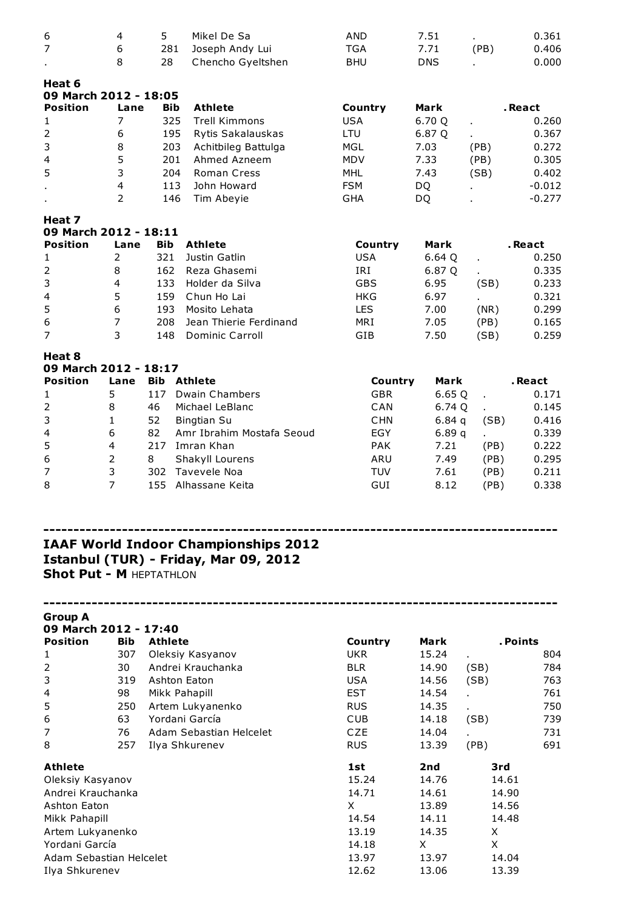| Position | Lane | Bib | Athlete | Country | Mark | | .React |
|---|---|---|---|---|---|---|---|
| 6 | 4 | 5 | Mikel De Sa | AND | 7.51 | . | 0.361 |
| 7 | 6 | 281 | Joseph Andy Lui | TGA | 7.71 | (PB) | 0.406 |
| . | 8 | 28 | Chencho Gyeltshen | BHU | DNS | . | 0.000 |

**Heat 6**
**09 March 2012 - 18:05**

| Position | Lane | Bib | Athlete | Country | Mark | | .React |
|---|---|---|---|---|---|---|---|
| 1 | 7 | 325 | Trell Kimmons | USA | 6.70 Q | . | 0.260 |
| 2 | 6 | 195 | Rytis Sakalauskas | LTU | 6.87 Q | . | 0.367 |
| 3 | 8 | 203 | Achitbileg Battulga | MGL | 7.03 | (PB) | 0.272 |
| 4 | 5 | 201 | Ahmed Azneem | MDV | 7.33 | (PB) | 0.305 |
| 5 | 3 | 204 | Roman Cress | MHL | 7.43 | (SB) | 0.402 |
| . | 4 | 113 | John Howard | FSM | DQ | . | -0.012 |
| . | 2 | 146 | Tim Abeyie | GHA | DQ | . | -0.277 |

**Heat 7**
**09 March 2012 - 18:11**

| Position | Lane | Bib | Athlete | Country | Mark | | .React |
|---|---|---|---|---|---|---|---|
| 1 | 2 | 321 | Justin Gatlin | USA | 6.64 Q | . | 0.250 |
| 2 | 8 | 162 | Reza Ghasemi | IRI | 6.87 Q | . | 0.335 |
| 3 | 4 | 133 | Holder da Silva | GBS | 6.95 | (SB) | 0.233 |
| 4 | 5 | 159 | Chun Ho Lai | HKG | 6.97 | . | 0.321 |
| 5 | 6 | 193 | Mosito Lehata | LES | 7.00 | (NR) | 0.299 |
| 6 | 7 | 208 | Jean Thierie Ferdinand | MRI | 7.05 | (PB) | 0.165 |
| 7 | 3 | 148 | Dominic Carroll | GIB | 7.50 | (SB) | 0.259 |

**Heat 8**
**09 March 2012 - 18:17**

| Position | Lane | Bib | Athlete | Country | Mark | | .React |
|---|---|---|---|---|---|---|---|
| 1 | 5 | 117 | Dwain Chambers | GBR | 6.65 Q | . | 0.171 |
| 2 | 8 | 46 | Michael LeBlanc | CAN | 6.74 Q | . | 0.145 |
| 3 | 1 | 52 | Bingtian Su | CHN | 6.84 q | (SB) | 0.416 |
| 4 | 6 | 82 | Amr Ibrahim Mostafa Seoud | EGY | 6.89 q | . | 0.339 |
| 5 | 4 | 217 | Imran Khan | PAK | 7.21 | (PB) | 0.222 |
| 6 | 2 | 8 | Shakyll Lourens | ARU | 7.49 | (PB) | 0.295 |
| 7 | 3 | 302 | Tavevele Noa | TUV | 7.61 | (PB) | 0.211 |
| 8 | 7 | 155 | Alhassane Keita | GUI | 8.12 | (PB) | 0.338 |

---

## IAAF World Indoor Championships 2012
## Istanbul (TUR) - Friday, Mar 09, 2012
### Shot Put - M HEPTATHLON

---

**Group A**
**09 March 2012 - 17:40**

| Position | Bib | Athlete | Country | Mark | | .Points |
|---|---|---|---|---|---|---|
| 1 | 307 | Oleksiy Kasyanov | UKR | 15.24 | . | 804 |
| 2 | 30 | Andrei Krauchanka | BLR | 14.90 | (SB) | 784 |
| 3 | 319 | Ashton Eaton | USA | 14.56 | (SB) | 763 |
| 4 | 98 | Mikk Pahapill | EST | 14.54 | . | 761 |
| 5 | 250 | Artem Lukyanenko | RUS | 14.35 | . | 750 |
| 6 | 63 | Yordani García | CUB | 14.18 | (SB) | 739 |
| 7 | 76 | Adam Sebastian Helcelet | CZE | 14.04 | . | 731 |
| 8 | 257 | Ilya Shkurenev | RUS | 13.39 | (PB) | 691 |

| Athlete | 1st | 2nd | 3rd |
|---|---|---|---|
| Oleksiy Kasyanov | 15.24 | 14.76 | 14.61 |
| Andrei Krauchanka | 14.71 | 14.61 | 14.90 |
| Ashton Eaton | X | 13.89 | 14.56 |
| Mikk Pahapill | 14.54 | 14.11 | 14.48 |
| Artem Lukyanenko | 13.19 | 14.35 | X |
| Yordani García | 14.18 | X | X |
| Adam Sebastian Helcelet | 13.97 | 13.97 | 14.04 |
| Ilya Shkurenev | 12.62 | 13.06 | 13.39 |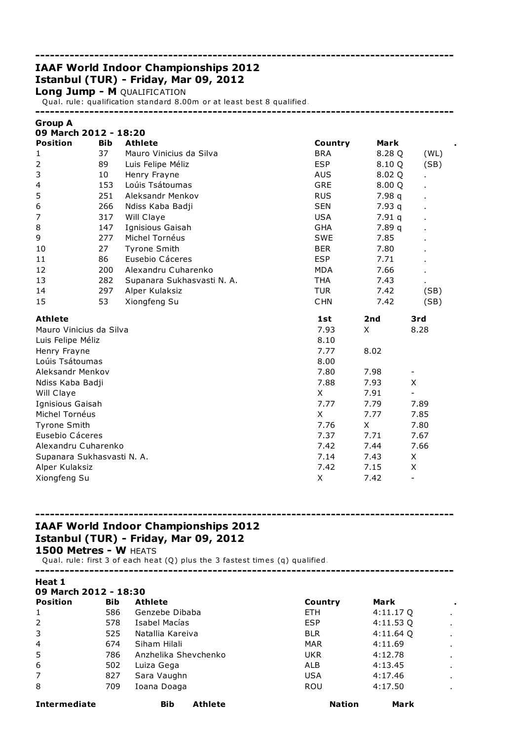---

**IAAF World Indoor Championships 2012**
**Istanbul (TUR) - Friday, Mar 09, 2012**
**Long Jump - M** QUALIFICATION
Qual. rule: qualification standard 8.00m or at least best 8 qualified.

---

**Group A**
**09 March 2012 - 18:20**

| Position | Bib | Athlete | Country | Mark | . |
|---|---|---|---|---|---|
| 1 | 37 | Mauro Vinicius da Silva | BRA | 8.28 Q | (WL) |
| 2 | 89 | Luis Felipe Méliz | ESP | 8.10 Q | (SB) |
| 3 | 10 | Henry Frayne | AUS | 8.02 Q | . |
| 4 | 153 | Loúis Tsátoumas | GRE | 8.00 Q | . |
| 5 | 251 | Aleksandr Menkov | RUS | 7.98 q | . |
| 6 | 266 | Ndiss Kaba Badji | SEN | 7.93 q | . |
| 7 | 317 | Will Claye | USA | 7.91 q | . |
| 8 | 147 | Ignisious Gaisah | GHA | 7.89 q | . |
| 9 | 277 | Michel Tornéus | SWE | 7.85 | . |
| 10 | 27 | Tyrone Smith | BER | 7.80 | . |
| 11 | 86 | Eusebio Cáceres | ESP | 7.71 | . |
| 12 | 200 | Alexandru Cuharenko | MDA | 7.66 | . |
| 13 | 282 | Supanara Sukhasvasti N. A. | THA | 7.43 | . |
| 14 | 297 | Alper Kulaksiz | TUR | 7.42 | (SB) |
| 15 | 53 | Xiongfeng Su | CHN | 7.42 | (SB) |

| Athlete | 1st | 2nd | 3rd |
|---|---|---|---|
| Mauro Vinicius da Silva | 7.93 | X | 8.28 |
| Luis Felipe Méliz | 8.10 | | |
| Henry Frayne | 7.77 | 8.02 | |
| Loúis Tsátoumas | 8.00 | | |
| Aleksandr Menkov | 7.80 | 7.98 | - |
| Ndiss Kaba Badji | 7.88 | 7.93 | X |
| Will Claye | X | 7.91 | - |
| Ignisious Gaisah | 7.77 | 7.79 | 7.89 |
| Michel Tornéus | X | 7.77 | 7.85 |
| Tyrone Smith | 7.76 | X | 7.80 |
| Eusebio Cáceres | 7.37 | 7.71 | 7.67 |
| Alexandru Cuharenko | 7.42 | 7.44 | 7.66 |
| Supanara Sukhasvasti N. A. | 7.14 | 7.43 | X |
| Alper Kulaksiz | 7.42 | 7.15 | X |
| Xiongfeng Su | X | 7.42 | - |

---

**IAAF World Indoor Championships 2012**
**Istanbul (TUR) - Friday, Mar 09, 2012**
**1500 Metres - W** HEATS
Qual. rule: first 3 of each heat (Q) plus the 3 fastest times (q) qualified.

---

**Heat 1**
**09 March 2012 - 18:30**

| Position | Bib | Athlete | Country | Mark | . |
|---|---|---|---|---|---|
| 1 | 586 | Genzebe Dibaba | ETH | 4:11.17 Q | . |
| 2 | 578 | Isabel Macías | ESP | 4:11.53 Q | . |
| 3 | 525 | Natallia Kareiva | BLR | 4:11.64 Q | . |
| 4 | 674 | Siham Hilali | MAR | 4:11.69 | . |
| 5 | 786 | Anzhelika Shevchenko | UKR | 4:12.78 | . |
| 6 | 502 | Luiza Gega | ALB | 4:13.45 | . |
| 7 | 827 | Sara Vaughn | USA | 4:17.46 | . |
| 8 | 709 | Ioana Doaga | ROU | 4:17.50 | . |

| Intermediate | Bib | Athlete | Nation | Mark |
|---|---|---|---|---|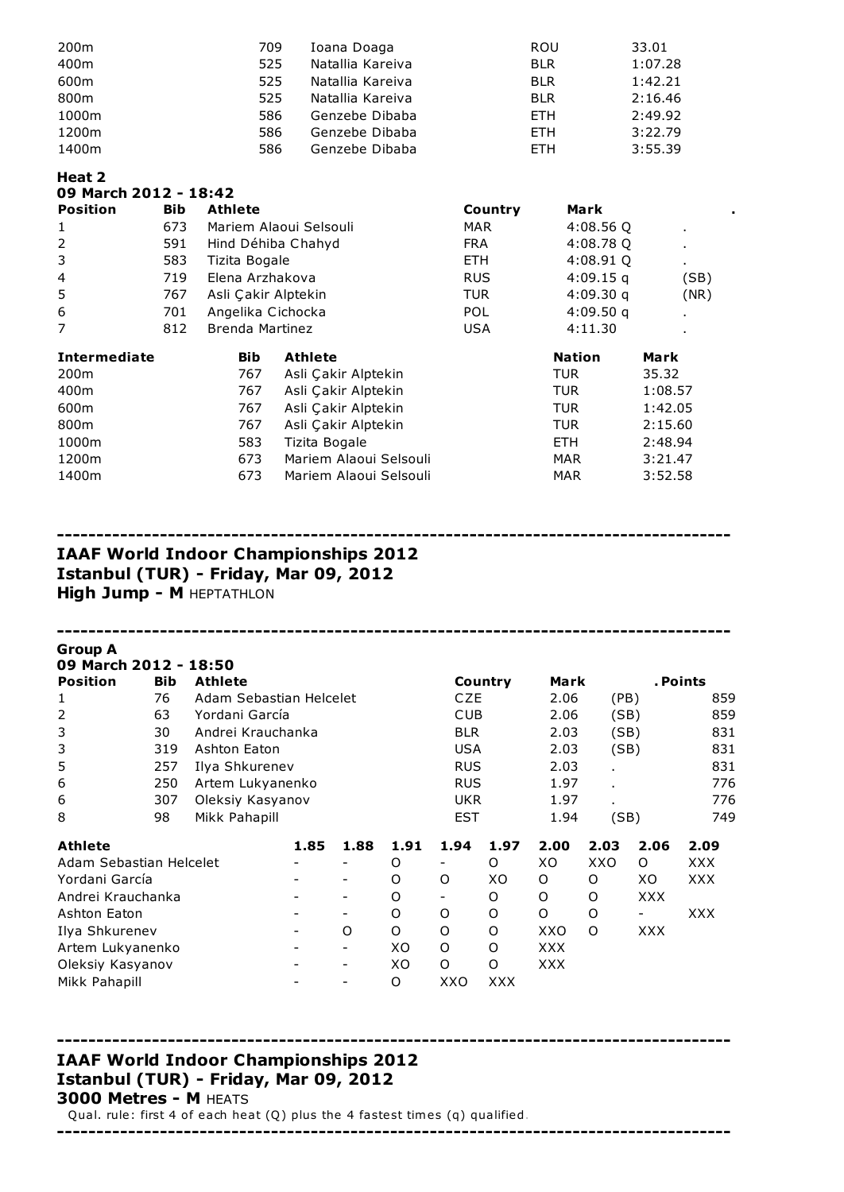| Intermediate | Bib | Athlete | Nation | Mark |
|---|---|---|---|---|
| 200m | 709 | Ioana Doaga | ROU | 33.01 |
| 400m | 525 | Natallia Kareiva | BLR | 1:07.28 |
| 600m | 525 | Natallia Kareiva | BLR | 1:42.21 |
| 800m | 525 | Natallia Kareiva | BLR | 2:16.46 |
| 1000m | 586 | Genzebe Dibaba | ETH | 2:49.92 |
| 1200m | 586 | Genzebe Dibaba | ETH | 3:22.79 |
| 1400m | 586 | Genzebe Dibaba | ETH | 3:55.39 |

**Heat 2**
**09 March 2012 - 18:42**

| Position | Bib | Athlete | Country | Mark | . |
|---|---|---|---|---|---|
| 1 | 673 | Mariem Alaoui Selsouli | MAR | 4:08.56 Q | . |
| 2 | 591 | Hind Déhiba Chahyd | FRA | 4:08.78 Q | . |
| 3 | 583 | Tizita Bogale | ETH | 4:08.91 Q | . |
| 4 | 719 | Elena Arzhakova | RUS | 4:09.15 q | (SB) |
| 5 | 767 | Asli Çakir Alptekin | TUR | 4:09.30 q | (NR) |
| 6 | 701 | Angelika Cichocka | POL | 4:09.50 q | . |
| 7 | 812 | Brenda Martinez | USA | 4:11.30 | . |

| Intermediate | Bib | Athlete | Nation | Mark |
|---|---|---|---|---|
| 200m | 767 | Asli Çakir Alptekin | TUR | 35.32 |
| 400m | 767 | Asli Çakir Alptekin | TUR | 1:08.57 |
| 600m | 767 | Asli Çakir Alptekin | TUR | 1:42.05 |
| 800m | 767 | Asli Çakir Alptekin | TUR | 2:15.60 |
| 1000m | 583 | Tizita Bogale | ETH | 2:48.94 |
| 1200m | 673 | Mariem Alaoui Selsouli | MAR | 3:21.47 |
| 1400m | 673 | Mariem Alaoui Selsouli | MAR | 3:52.58 |

---

## IAAF World Indoor Championships 2012
## Istanbul (TUR) - Friday, Mar 09, 2012
### High Jump - M HEPTATHLON

---

**Group A**
**09 March 2012 - 18:50**

| Position | Bib | Athlete | Country | Mark | . | Points |
|---|---|---|---|---|---|---|
| 1 | 76 | Adam Sebastian Helcelet | CZE | 2.06 | (PB) | 859 |
| 2 | 63 | Yordani García | CUB | 2.06 | (SB) | 859 |
| 3 | 30 | Andrei Krauchanka | BLR | 2.03 | (SB) | 831 |
| 3 | 319 | Ashton Eaton | USA | 2.03 | (SB) | 831 |
| 5 | 257 | Ilya Shkurenev | RUS | 2.03 | . | 831 |
| 6 | 250 | Artem Lukyanenko | RUS | 1.97 | . | 776 |
| 6 | 307 | Oleksiy Kasyanov | UKR | 1.97 | . | 776 |
| 8 | 98 | Mikk Pahapill | EST | 1.94 | (SB) | 749 |

| Athlete | 1.85 | 1.88 | 1.91 | 1.94 | 1.97 | 2.00 | 2.03 | 2.06 | 2.09 |
|---|---|---|---|---|---|---|---|---|---|
| Adam Sebastian Helcelet | - | - | O | - | O | XO | XXO | O | XXX |
| Yordani García | - | - | O | O | XO | O | O | XO | XXX |
| Andrei Krauchanka | - | - | O | - | O | O | O | XXX | |
| Ashton Eaton | - | - | O | O | O | O | O | - | XXX |
| Ilya Shkurenev | - | O | O | O | O | XXO | O | XXX | |
| Artem Lukyanenko | - | - | XO | O | O | XXX | | | |
| Oleksiy Kasyanov | - | - | XO | O | O | XXX | | | |
| Mikk Pahapill | - | - | O | XXO | XXX | | | | |

---

## IAAF World Indoor Championships 2012
## Istanbul (TUR) - Friday, Mar 09, 2012
### 3000 Metres - M HEATS

Qual. rule: first 4 of each heat (Q) plus the 4 fastest times (q) qualified.

---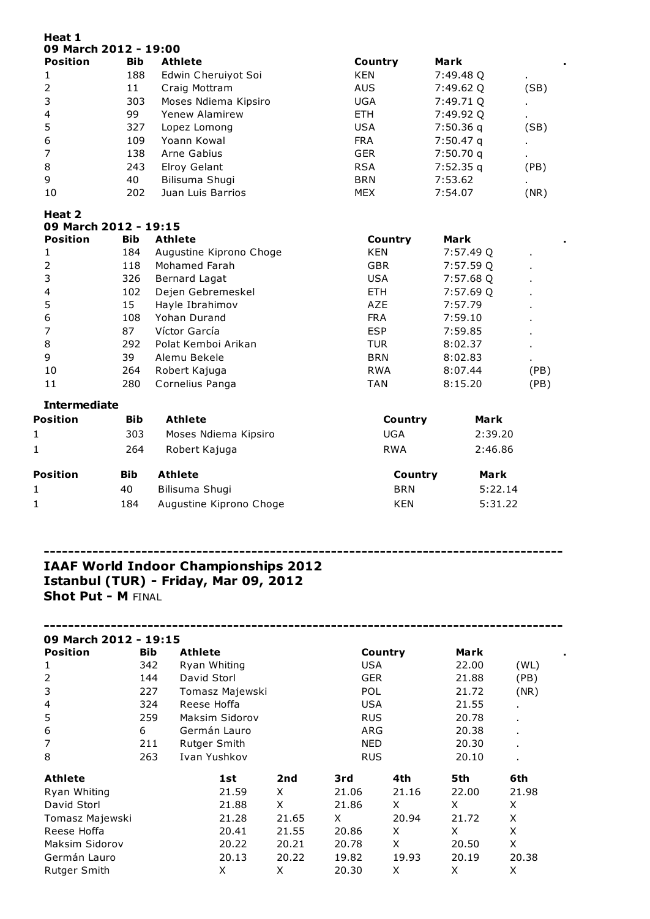**Heat 1**
**09 March 2012 - 19:00**

| Position | Bib | Athlete | Country | Mark | . |
|---|---|---|---|---|---|
| 1 | 188 | Edwin Cheruiyot Soi | KEN | 7:49.48 Q | . |
| 2 | 11 | Craig Mottram | AUS | 7:49.62 Q | (SB) |
| 3 | 303 | Moses Ndiema Kipsiro | UGA | 7:49.71 Q | . |
| 4 | 99 | Yenew Alamirew | ETH | 7:49.92 Q | . |
| 5 | 327 | Lopez Lomong | USA | 7:50.36 q | (SB) |
| 6 | 109 | Yoann Kowal | FRA | 7:50.47 q | . |
| 7 | 138 | Arne Gabius | GER | 7:50.70 q | . |
| 8 | 243 | Elroy Gelant | RSA | 7:52.35 q | (PB) |
| 9 | 40 | Bilisuma Shugi | BRN | 7:53.62 | . |
| 10 | 202 | Juan Luis Barrios | MEX | 7:54.07 | (NR) |

**Heat 2**
**09 March 2012 - 19:15**

| Position | Bib | Athlete | Country | Mark | . |
|---|---|---|---|---|---|
| 1 | 184 | Augustine Kiprono Choge | KEN | 7:57.49 Q | . |
| 2 | 118 | Mohamed Farah | GBR | 7:57.59 Q | . |
| 3 | 326 | Bernard Lagat | USA | 7:57.68 Q | . |
| 4 | 102 | Dejen Gebremeskel | ETH | 7:57.69 Q | . |
| 5 | 15 | Hayle Ibrahimov | AZE | 7:57.79 | . |
| 6 | 108 | Yohan Durand | FRA | 7:59.10 | . |
| 7 | 87 | Víctor García | ESP | 7:59.85 | . |
| 8 | 292 | Polat Kemboi Arikan | TUR | 8:02.37 | . |
| 9 | 39 | Alemu Bekele | BRN | 8:02.83 | . |
| 10 | 264 | Robert Kajuga | RWA | 8:07.44 | (PB) |
| 11 | 280 | Cornelius Panga | TAN | 8:15.20 | (PB) |

**Intermediate**

| Position | Bib | Athlete | Country | Mark |
|---|---|---|---|---|
| 1 | 303 | Moses Ndiema Kipsiro | UGA | 2:39.20 |
| 1 | 264 | Robert Kajuga | RWA | 2:46.86 |

| Position | Bib | Athlete | Country | Mark |
|---|---|---|---|---|
| 1 | 40 | Bilisuma Shugi | BRN | 5:22.14 |
| 1 | 184 | Augustine Kiprono Choge | KEN | 5:31.22 |

---

## IAAF World Indoor Championships 2012
## Istanbul (TUR) - Friday, Mar 09, 2012
### Shot Put - M FINAL

---

**09 March 2012 - 19:15**

| Position | Bib | Athlete | Country | Mark | . |
|---|---|---|---|---|---|
| 1 | 342 | Ryan Whiting | USA | 22.00 | (WL) |
| 2 | 144 | David Storl | GER | 21.88 | (PB) |
| 3 | 227 | Tomasz Majewski | POL | 21.72 | (NR) |
| 4 | 324 | Reese Hoffa | USA | 21.55 | . |
| 5 | 259 | Maksim Sidorov | RUS | 20.78 | . |
| 6 | 6 | Germán Lauro | ARG | 20.38 | . |
| 7 | 211 | Rutger Smith | NED | 20.30 | . |
| 8 | 263 | Ivan Yushkov | RUS | 20.10 | . |

| Athlete | 1st | 2nd | 3rd | 4th | 5th | 6th |
|---|---|---|---|---|---|---|
| Ryan Whiting | 21.59 | X | 21.06 | 21.16 | 22.00 | 21.98 |
| David Storl | 21.88 | X | 21.86 | X | X | X |
| Tomasz Majewski | 21.28 | 21.65 | X | 20.94 | 21.72 | X |
| Reese Hoffa | 20.41 | 21.55 | 20.86 | X | X | X |
| Maksim Sidorov | 20.22 | 20.21 | 20.78 | X | 20.50 | X |
| Germán Lauro | 20.13 | 20.22 | 19.82 | 19.93 | 20.19 | 20.38 |
| Rutger Smith | X | X | 20.30 | X | X | X |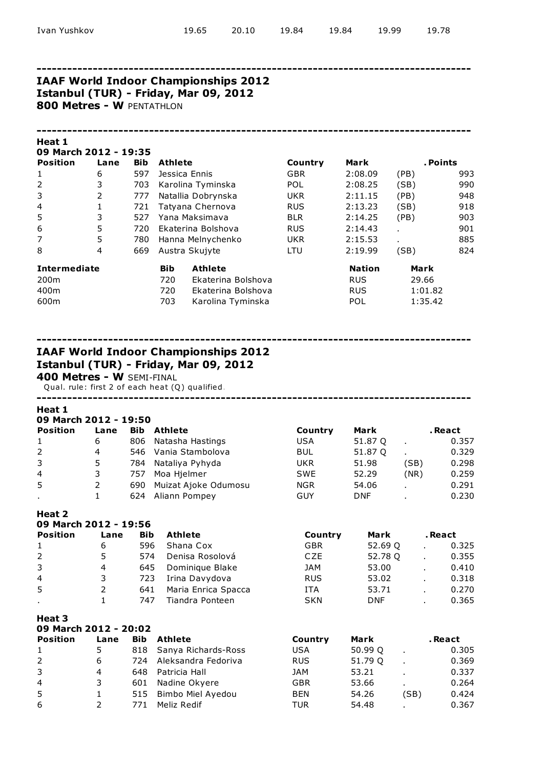| Ivan Yushkov | 19.65 | 20.10 | 19.84 | 19.84 | 19.99 | 19.78 |
|---|---|---|---|---|---|---|

---

## IAAF World Indoor Championships 2012
## Istanbul (TUR) - Friday, Mar 09, 2012
**800 Metres - W** PENTATHLON

---

**Heat 1**
**09 March 2012 - 19:35**

| Position | Lane | Bib | Athlete | Country | Mark | | .Points |
|---|---|---|---|---|---|---|---|
| 1 | 6 | 597 | Jessica Ennis | GBR | 2:08.09 | (PB) | 993 |
| 2 | 3 | 703 | Karolina Tyminska | POL | 2:08.25 | (SB) | 990 |
| 3 | 2 | 777 | Natallia Dobrynska | UKR | 2:11.15 | (PB) | 948 |
| 4 | 1 | 721 | Tatyana Chernova | RUS | 2:13.23 | (SB) | 918 |
| 5 | 3 | 527 | Yana Maksimava | BLR | 2:14.25 | (PB) | 903 |
| 6 | 5 | 720 | Ekaterina Bolshova | RUS | 2:14.43 | . | 901 |
| 7 | 5 | 780 | Hanna Melnychenko | UKR | 2:15.53 | . | 885 |
| 8 | 4 | 669 | Austra Skujyte | LTU | 2:19.99 | (SB) | 824 |

| Intermediate | Bib | Athlete | Nation | Mark |
|---|---|---|---|---|
| 200m | 720 | Ekaterina Bolshova | RUS | 29.66 |
| 400m | 720 | Ekaterina Bolshova | RUS | 1:01.82 |
| 600m | 703 | Karolina Tyminska | POL | 1:35.42 |

---

## IAAF World Indoor Championships 2012
## Istanbul (TUR) - Friday, Mar 09, 2012
**400 Metres - W** SEMI-FINAL
Qual. rule: first 2 of each heat (Q) qualified.

---

**Heat 1**
**09 March 2012 - 19:50**

| Position | Lane | Bib | Athlete | Country | Mark | | .React |
|---|---|---|---|---|---|---|---|
| 1 | 6 | 806 | Natasha Hastings | USA | 51.87 Q | . | 0.357 |
| 2 | 4 | 546 | Vania Stambolova | BUL | 51.87 Q | . | 0.329 |
| 3 | 5 | 784 | Nataliya Pyhyda | UKR | 51.98 | (SB) | 0.298 |
| 4 | 3 | 757 | Moa Hjelmer | SWE | 52.29 | (NR) | 0.259 |
| 5 | 2 | 690 | Muizat Ajoke Odumosu | NGR | 54.06 | . | 0.291 |
| . | 1 | 624 | Aliann Pompey | GUY | DNF | . | 0.230 |

**Heat 2**
**09 March 2012 - 19:56**

| Position | Lane | Bib | Athlete | Country | Mark | | .React |
|---|---|---|---|---|---|---|---|
| 1 | 6 | 596 | Shana Cox | GBR | 52.69 Q | . | 0.325 |
| 2 | 5 | 574 | Denisa Rosolová | CZE | 52.78 Q | . | 0.355 |
| 3 | 4 | 645 | Dominique Blake | JAM | 53.00 | . | 0.410 |
| 4 | 3 | 723 | Irina Davydova | RUS | 53.02 | . | 0.318 |
| 5 | 2 | 641 | Maria Enrica Spacca | ITA | 53.71 | . | 0.270 |
| . | 1 | 747 | Tiandra Ponteen | SKN | DNF | . | 0.365 |

**Heat 3**
**09 March 2012 - 20:02**

| Position | Lane | Bib | Athlete | Country | Mark | | .React |
|---|---|---|---|---|---|---|---|
| 1 | 5 | 818 | Sanya Richards-Ross | USA | 50.99 Q | . | 0.305 |
| 2 | 6 | 724 | Aleksandra Fedoriva | RUS | 51.79 Q | . | 0.369 |
| 3 | 4 | 648 | Patricia Hall | JAM | 53.21 | . | 0.337 |
| 4 | 3 | 601 | Nadine Okyere | GBR | 53.66 | . | 0.264 |
| 5 | 1 | 515 | Bimbo Miel Ayedou | BEN | 54.26 | (SB) | 0.424 |
| 6 | 2 | 771 | Meliz Redif | TUR | 54.48 | . | 0.367 |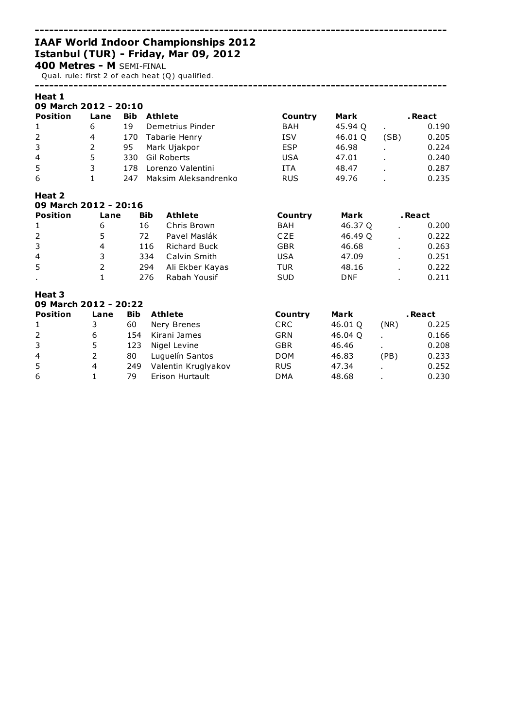# IAAF World Indoor Championships 2012

## Istanbul (TUR) - Friday, Mar 09, 2012

### 400 Metres - M SEMI-FINAL

Qual. rule: first 2 of each heat (Q) qualified.

**Heat 1**

**09 March 2012 - 20:10**

| Position | Lane | Bib | Athlete | Country | Mark | | .React |
|---|---|---|---|---|---|---|---|
| 1 | 6 | 19 | Demetrius Pinder | BAH | 45.94 Q | . | 0.190 |
| 2 | 4 | 170 | Tabarie Henry | ISV | 46.01 Q | (SB) | 0.205 |
| 3 | 2 | 95 | Mark Ujakpor | ESP | 46.98 | . | 0.224 |
| 4 | 5 | 330 | Gil Roberts | USA | 47.01 | . | 0.240 |
| 5 | 3 | 178 | Lorenzo Valentini | ITA | 48.47 | . | 0.287 |
| 6 | 1 | 247 | Maksim Aleksandrenko | RUS | 49.76 | . | 0.235 |

**Heat 2**

**09 March 2012 - 20:16**

| Position | Lane | Bib | Athlete | Country | Mark | | .React |
|---|---|---|---|---|---|---|---|
| 1 | 6 | 16 | Chris Brown | BAH | 46.37 Q | . | 0.200 |
| 2 | 5 | 72 | Pavel Maslák | CZE | 46.49 Q | . | 0.222 |
| 3 | 4 | 116 | Richard Buck | GBR | 46.68 | . | 0.263 |
| 4 | 3 | 334 | Calvin Smith | USA | 47.09 | . | 0.251 |
| 5 | 2 | 294 | Ali Ekber Kayas | TUR | 48.16 | . | 0.222 |
| . | 1 | 276 | Rabah Yousif | SUD | DNF | . | 0.211 |

**Heat 3**

**09 March 2012 - 20:22**

| Position | Lane | Bib | Athlete | Country | Mark | | .React |
|---|---|---|---|---|---|---|---|
| 1 | 3 | 60 | Nery Brenes | CRC | 46.01 Q | (NR) | 0.225 |
| 2 | 6 | 154 | Kirani James | GRN | 46.04 Q | . | 0.166 |
| 3 | 5 | 123 | Nigel Levine | GBR | 46.46 | . | 0.208 |
| 4 | 2 | 80 | Luguelín Santos | DOM | 46.83 | (PB) | 0.233 |
| 5 | 4 | 249 | Valentin Kruglyakov | RUS | 47.34 | . | 0.252 |
| 6 | 1 | 79 | Erison Hurtault | DMA | 48.68 | . | 0.230 |